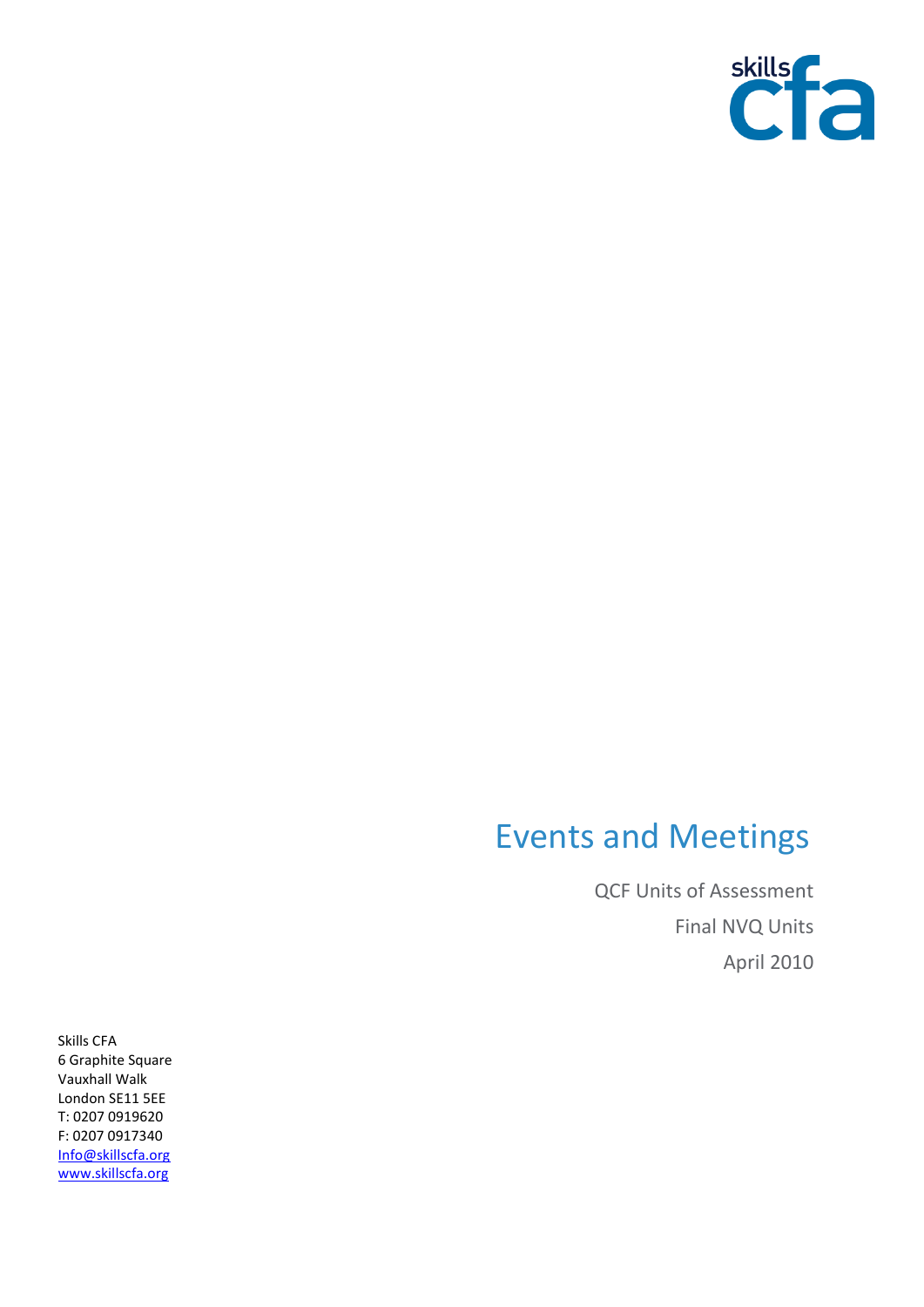skills cfa

# Events and Meetings

QCF Units of Assessment

Final NVQ Units

April 2010

Skills CFA
6 Graphite Square
Vauxhall Walk
London SE11 5EE
T: 0207 0919620
F: 0207 0917340
Info@skillscfa.org
www.skillscfa.org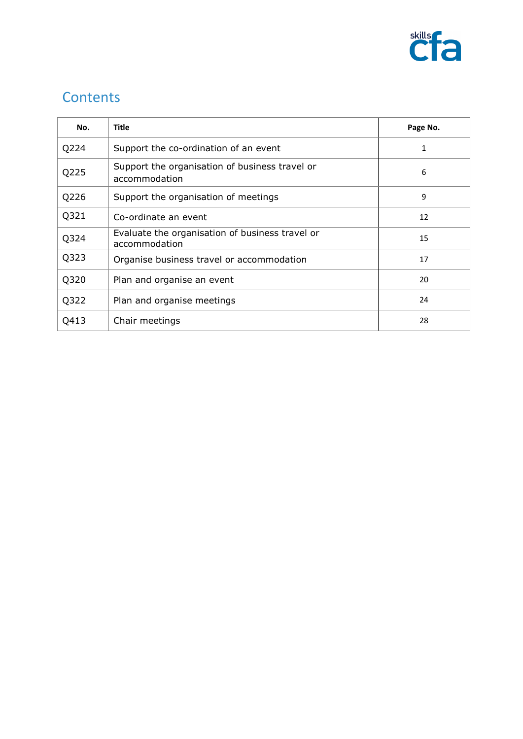## Contents

| No. | Title | Page No. |
|---|---|---|
| Q224 | Support the co-ordination of an event | 1 |
| Q225 | Support the organisation of business travel or accommodation | 6 |
| Q226 | Support the organisation of meetings | 9 |
| Q321 | Co-ordinate an event | 12 |
| Q324 | Evaluate the organisation of business travel or accommodation | 15 |
| Q323 | Organise business travel or accommodation | 17 |
| Q320 | Plan and organise an event | 20 |
| Q322 | Plan and organise meetings | 24 |
| Q413 | Chair meetings | 28 |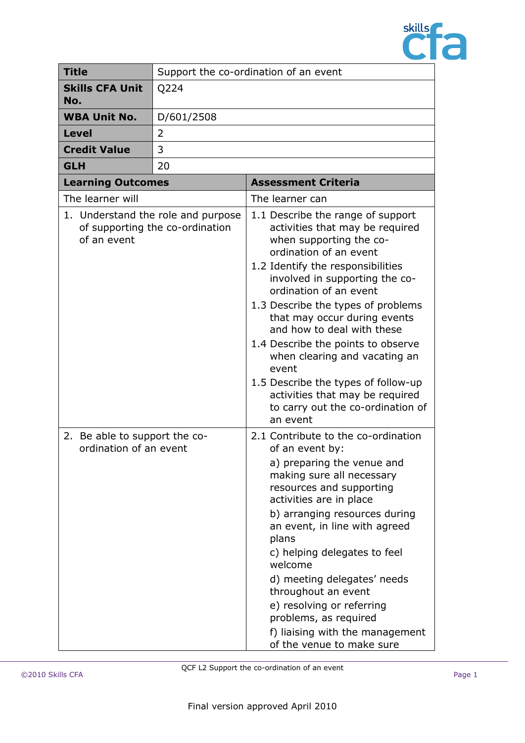| Title | Support the co-ordination of an event |
|---|---|
| **Skills CFA Unit No.** | Q224 |
| **WBA Unit No.** | D/601/2508 |
| **Level** | 2 |
| **Credit Value** | 3 |
| **GLH** | 20 |

| Learning Outcomes | Assessment Criteria |
|---|---|
| The learner will | The learner can |
| 1. Understand the role and purpose of supporting the co-ordination of an event | 1.1 Describe the range of support activities that may be required when supporting the co-ordination of an event<br>1.2 Identify the responsibilities involved in supporting the co-ordination of an event<br>1.3 Describe the types of problems that may occur during events and how to deal with these<br>1.4 Describe the points to observe when clearing and vacating an event<br>1.5 Describe the types of follow-up activities that may be required to carry out the co-ordination of an event |
| 2. Be able to support the co-ordination of an event | 2.1 Contribute to the co-ordination of an event by:<br>a) preparing the venue and making sure all necessary resources and supporting activities are in place<br>b) arranging resources during an event, in line with agreed plans<br>c) helping delegates to feel welcome<br>d) meeting delegates' needs throughout an event<br>e) resolving or referring problems, as required<br>f) liaising with the management of the venue to make sure |

Final version approved April 2010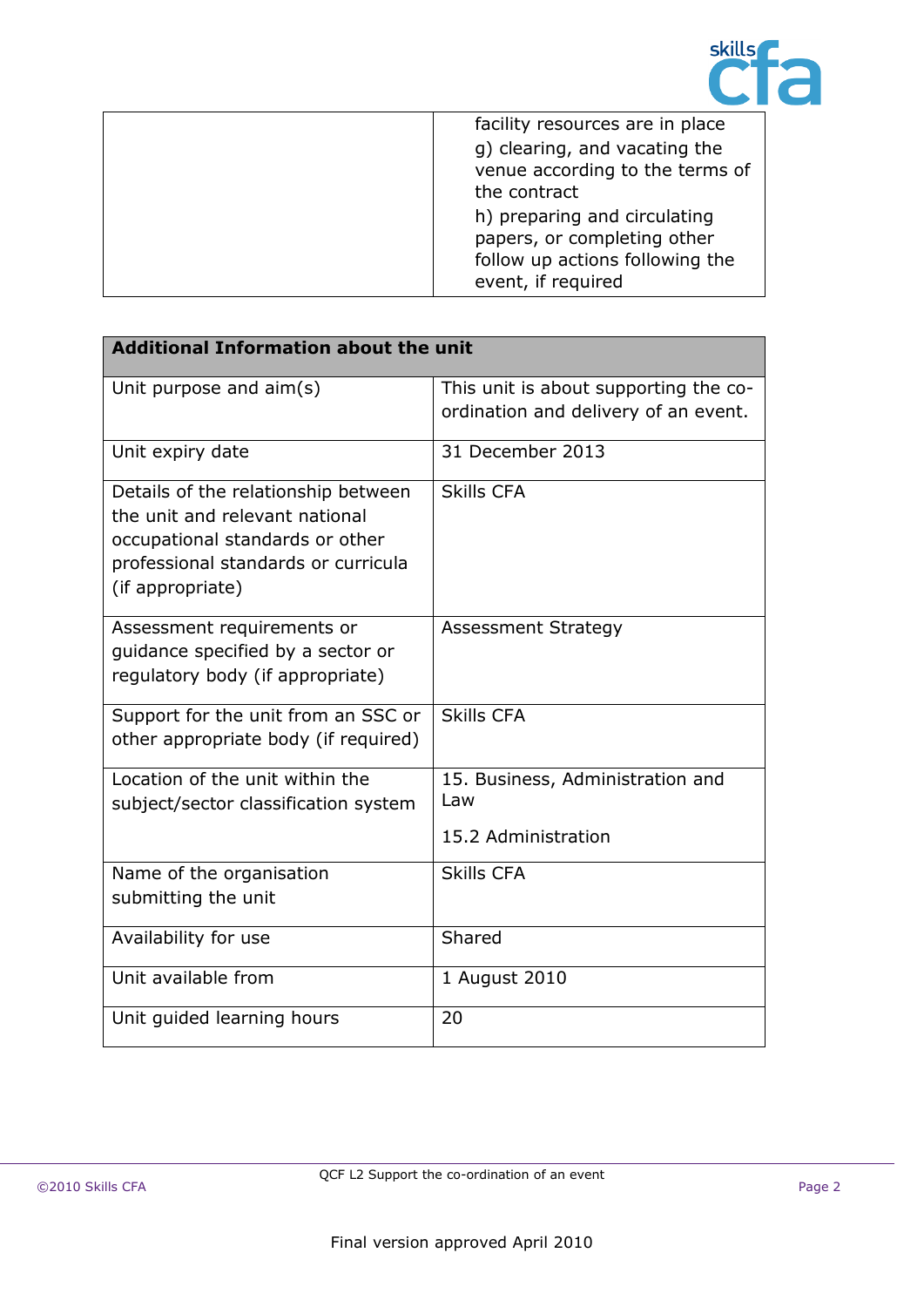| | |
|---|---|
| | facility resources are in place<br>g) clearing, and vacating the venue according to the terms of the contract<br>h) preparing and circulating papers, or completing other follow up actions following the event, if required |

| **Additional Information about the unit** | |
|---|---|
| Unit purpose and aim(s) | This unit is about supporting the co-ordination and delivery of an event. |
| Unit expiry date | 31 December 2013 |
| Details of the relationship between the unit and relevant national occupational standards or other professional standards or curricula (if appropriate) | Skills CFA |
| Assessment requirements or guidance specified by a sector or regulatory body (if appropriate) | Assessment Strategy |
| Support for the unit from an SSC or other appropriate body (if required) | Skills CFA |
| Location of the unit within the subject/sector classification system | 15. Business, Administration and Law<br><br>15.2 Administration |
| Name of the organisation submitting the unit | Skills CFA |
| Availability for use | Shared |
| Unit available from | 1 August 2010 |
| Unit guided learning hours | 20 |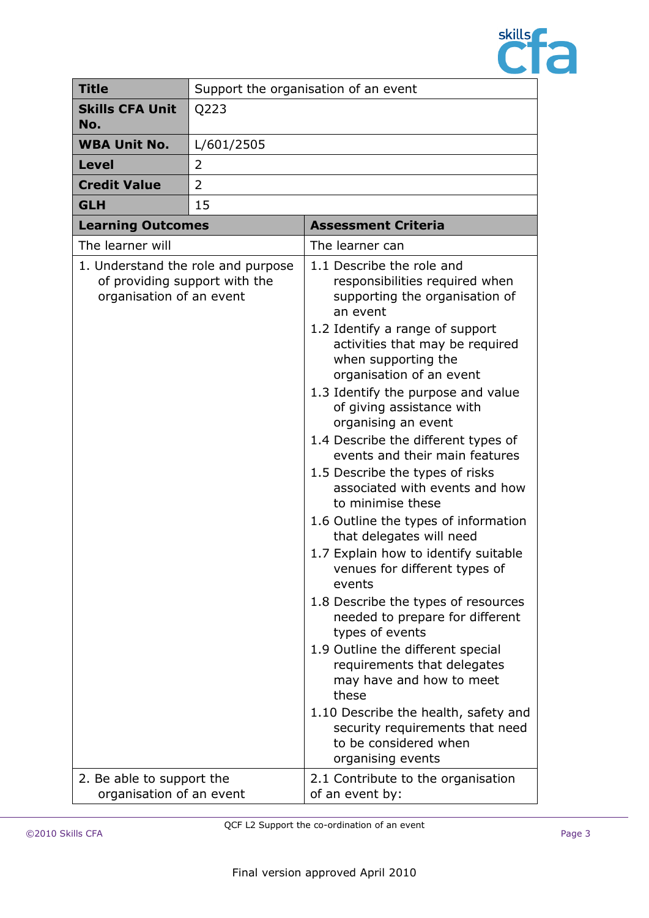| **Title** | Support the organisation of an event |
|---|---|
| **Skills CFA Unit No.** | Q223 |
| **WBA Unit No.** | L/601/2505 |
| **Level** | 2 |
| **Credit Value** | 2 |
| **GLH** | 15 |

| **Learning Outcomes** | **Assessment Criteria** |
|---|---|
| The learner will | The learner can |
| 1. Understand the role and purpose of providing support with the organisation of an event | 1.1 Describe the role and responsibilities required when supporting the organisation of an event<br>1.2 Identify a range of support activities that may be required when supporting the organisation of an event<br>1.3 Identify the purpose and value of giving assistance with organising an event<br>1.4 Describe the different types of events and their main features<br>1.5 Describe the types of risks associated with events and how to minimise these<br>1.6 Outline the types of information that delegates will need<br>1.7 Explain how to identify suitable venues for different types of events<br>1.8 Describe the types of resources needed to prepare for different types of events<br>1.9 Outline the different special requirements that delegates may have and how to meet these<br>1.10 Describe the health, safety and security requirements that need to be considered when organising events |
| 2. Be able to support the organisation of an event | 2.1 Contribute to the organisation of an event by: |

QCF L2 Support the co-ordination of an event

Final version approved April 2010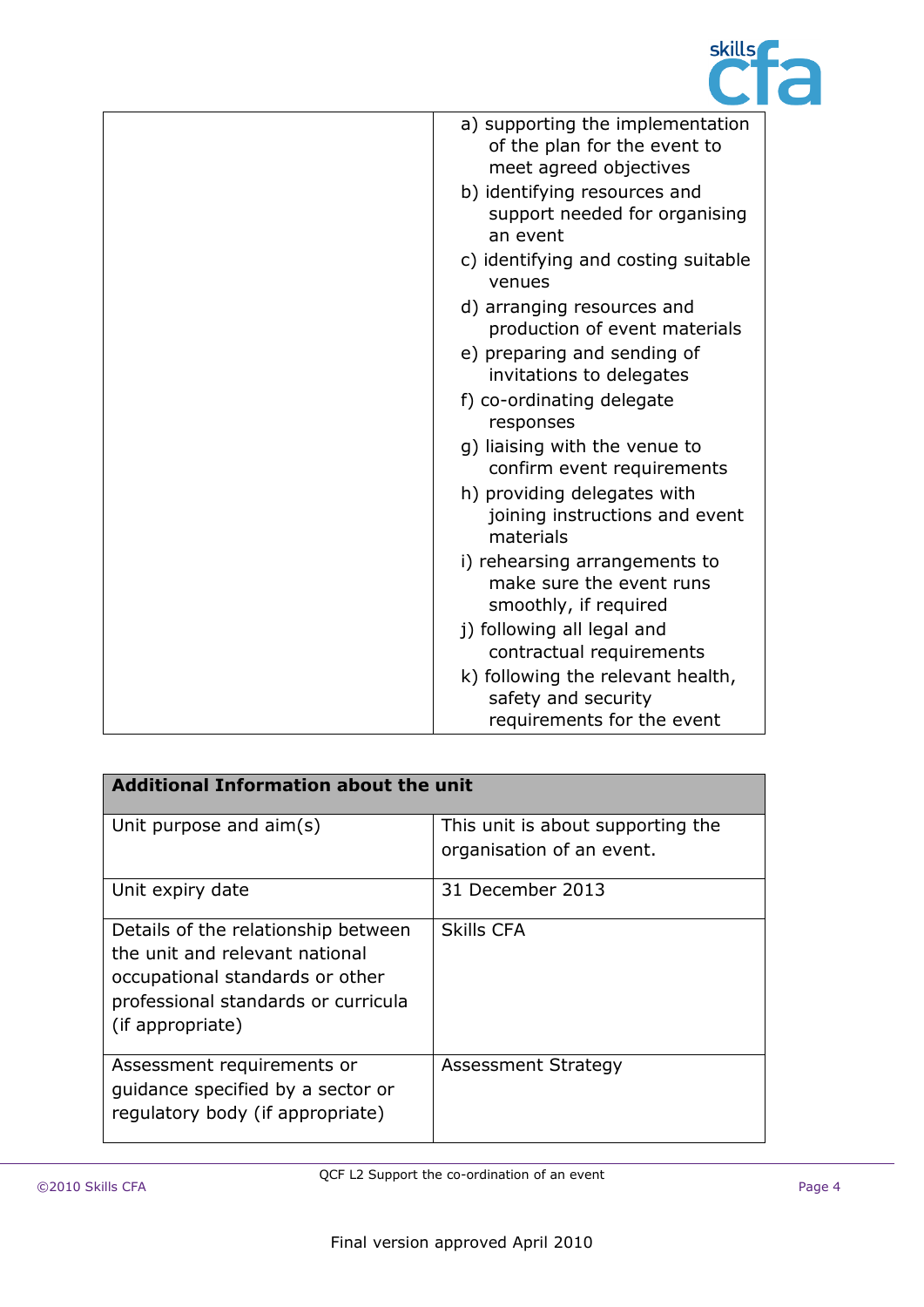| | |
|---|---|
| | a) supporting the implementation of the plan for the event to meet agreed objectives<br>b) identifying resources and support needed for organising an event<br>c) identifying and costing suitable venues<br>d) arranging resources and production of event materials<br>e) preparing and sending of invitations to delegates<br>f) co-ordinating delegate responses<br>g) liaising with the venue to confirm event requirements<br>h) providing delegates with joining instructions and event materials<br>i) rehearsing arrangements to make sure the event runs smoothly, if required<br>j) following all legal and contractual requirements<br>k) following the relevant health, safety and security requirements for the event |

| **Additional Information about the unit** | |
|---|---|
| Unit purpose and aim(s) | This unit is about supporting the organisation of an event. |
| Unit expiry date | 31 December 2013 |
| Details of the relationship between the unit and relevant national occupational standards or other professional standards or curricula (if appropriate) | Skills CFA |
| Assessment requirements or guidance specified by a sector or regulatory body (if appropriate) | Assessment Strategy |

Final version approved April 2010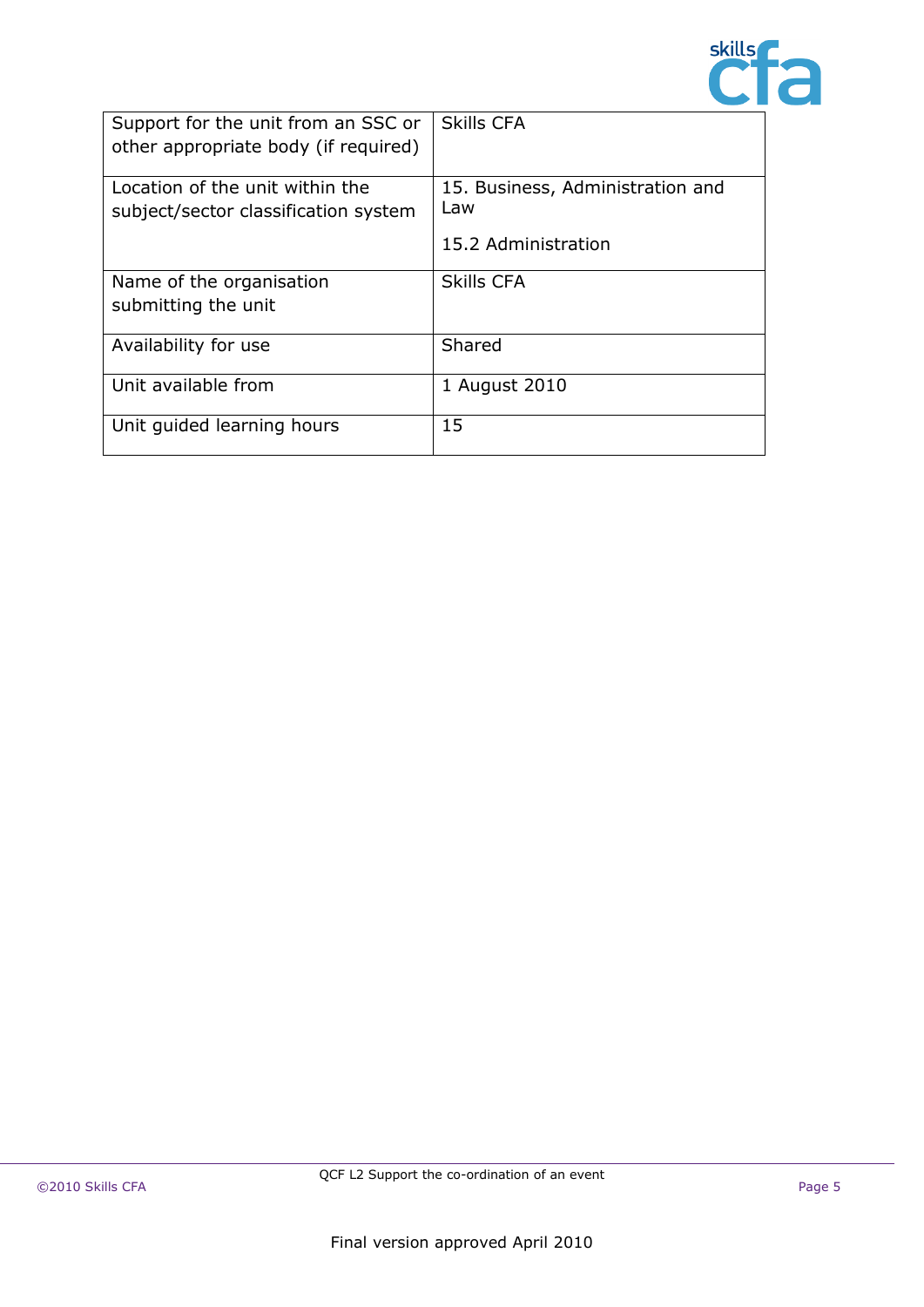| | |
|---|---|
| Support for the unit from an SSC or other appropriate body (if required) | Skills CFA |
| Location of the unit within the subject/sector classification system | 15. Business, Administration and Law<br><br>15.2 Administration |
| Name of the organisation submitting the unit | Skills CFA |
| Availability for use | Shared |
| Unit available from | 1 August 2010 |
| Unit guided learning hours | 15 |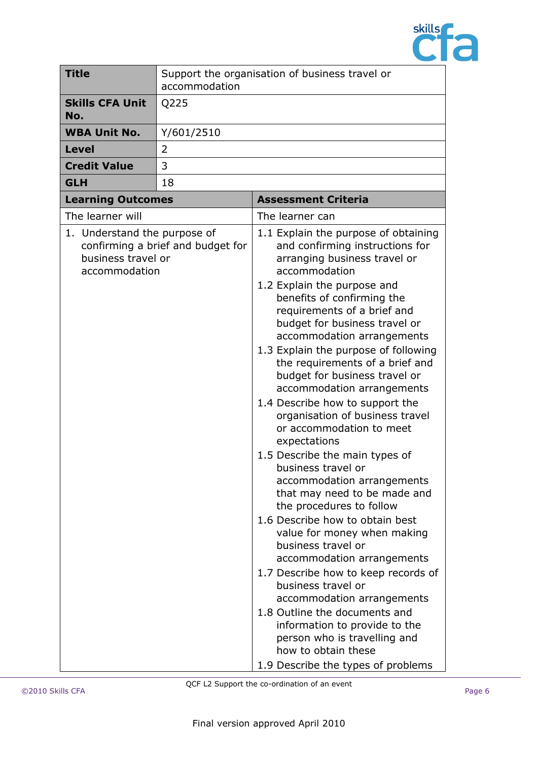| **Title** | Support the organisation of business travel or accommodation |
|---|---|
| **Skills CFA Unit No.** | Q225 |
| **WBA Unit No.** | Y/601/2510 |
| **Level** | 2 |
| **Credit Value** | 3 |
| **GLH** | 18 |

| **Learning Outcomes** | **Assessment Criteria** |
|---|---|
| The learner will | The learner can |
| 1. Understand the purpose of confirming a brief and budget for business travel or accommodation | 1.1 Explain the purpose of obtaining and confirming instructions for arranging business travel or accommodation<br>1.2 Explain the purpose and benefits of confirming the requirements of a brief and budget for business travel or accommodation arrangements<br>1.3 Explain the purpose of following the requirements of a brief and budget for business travel or accommodation arrangements<br>1.4 Describe how to support the organisation of business travel or accommodation to meet expectations<br>1.5 Describe the main types of business travel or accommodation arrangements that may need to be made and the procedures to follow<br>1.6 Describe how to obtain best value for money when making business travel or accommodation arrangements<br>1.7 Describe how to keep records of business travel or accommodation arrangements<br>1.8 Outline the documents and information to provide to the person who is travelling and how to obtain these<br>1.9 Describe the types of problems |

Final version approved April 2010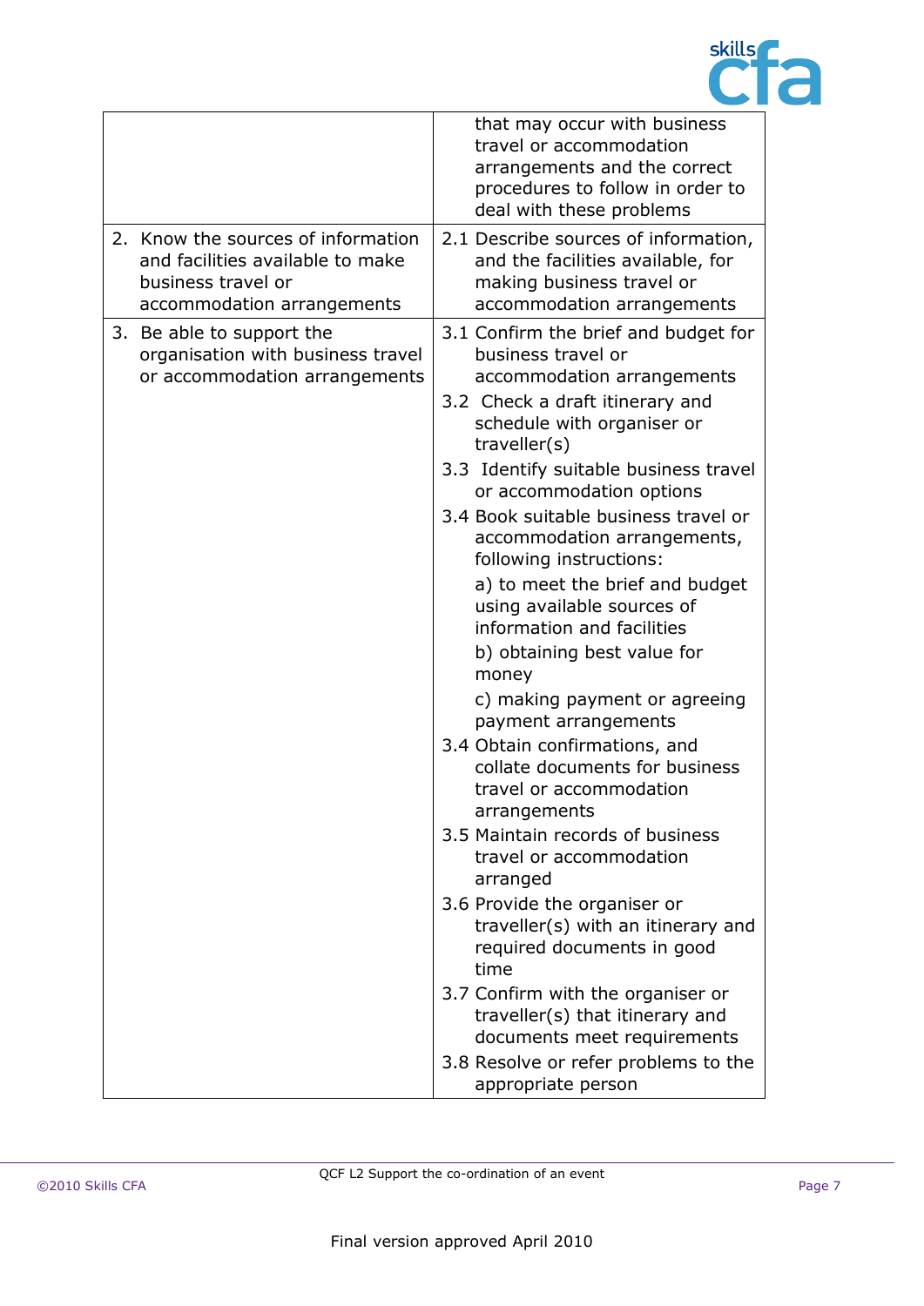| | |
|---|---|
| | that may occur with business travel or accommodation arrangements and the correct procedures to follow in order to deal with these problems |
| 2. Know the sources of information and facilities available to make business travel or accommodation arrangements | 2.1 Describe sources of information, and the facilities available, for making business travel or accommodation arrangements |
| 3. Be able to support the organisation with business travel or accommodation arrangements | 3.1 Confirm the brief and budget for business travel or accommodation arrangements<br>3.2 Check a draft itinerary and schedule with organiser or traveller(s)<br>3.3 Identify suitable business travel or accommodation options<br>3.4 Book suitable business travel or accommodation arrangements, following instructions:<br>a) to meet the brief and budget using available sources of information and facilities<br>b) obtaining best value for money<br>c) making payment or agreeing payment arrangements<br>3.4 Obtain confirmations, and collate documents for business travel or accommodation arrangements<br>3.5 Maintain records of business travel or accommodation arranged<br>3.6 Provide the organiser or traveller(s) with an itinerary and required documents in good time<br>3.7 Confirm with the organiser or traveller(s) that itinerary and documents meet requirements<br>3.8 Resolve or refer problems to the appropriate person |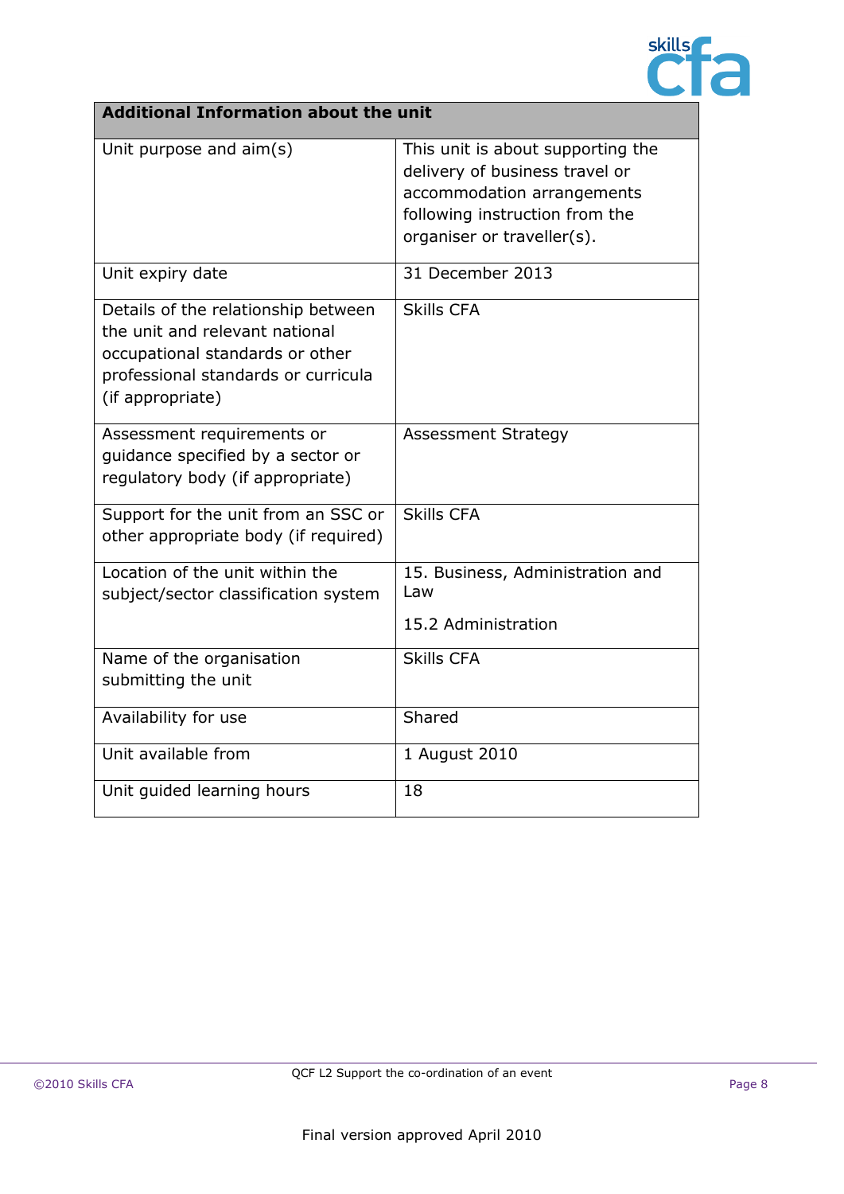| Additional Information about the unit | |
|---|---|
| Unit purpose and aim(s) | This unit is about supporting the delivery of business travel or accommodation arrangements following instruction from the organiser or traveller(s). |
| Unit expiry date | 31 December 2013 |
| Details of the relationship between the unit and relevant national occupational standards or other professional standards or curricula (if appropriate) | Skills CFA |
| Assessment requirements or guidance specified by a sector or regulatory body (if appropriate) | Assessment Strategy |
| Support for the unit from an SSC or other appropriate body (if required) | Skills CFA |
| Location of the unit within the subject/sector classification system | 15. Business, Administration and Law<br><br>15.2 Administration |
| Name of the organisation submitting the unit | Skills CFA |
| Availability for use | Shared |
| Unit available from | 1 August 2010 |
| Unit guided learning hours | 18 |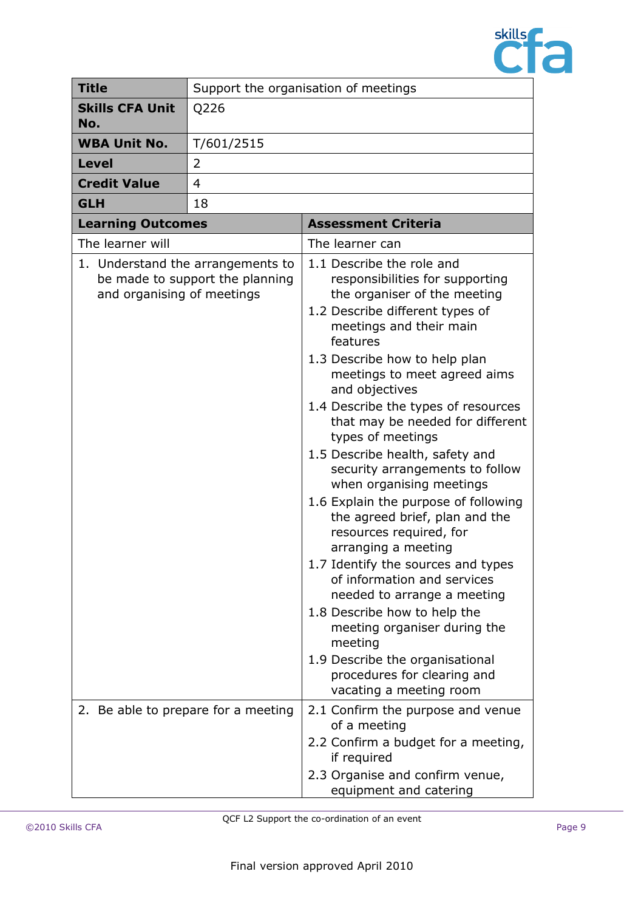| Title | Support the organisation of meetings |
|---|---|
| **Skills CFA Unit No.** | Q226 |
| **WBA Unit No.** | T/601/2515 |
| **Level** | 2 |
| **Credit Value** | 4 |
| **GLH** | 18 |

| Learning Outcomes | Assessment Criteria |
|---|---|
| The learner will | The learner can |
| 1. Understand the arrangements to be made to support the planning and organising of meetings | 1.1 Describe the role and responsibilities for supporting the organiser of the meeting<br>1.2 Describe different types of meetings and their main features<br>1.3 Describe how to help plan meetings to meet agreed aims and objectives<br>1.4 Describe the types of resources that may be needed for different types of meetings<br>1.5 Describe health, safety and security arrangements to follow when organising meetings<br>1.6 Explain the purpose of following the agreed brief, plan and the resources required, for arranging a meeting<br>1.7 Identify the sources and types of information and services needed to arrange a meeting<br>1.8 Describe how to help the meeting organiser during the meeting<br>1.9 Describe the organisational procedures for clearing and vacating a meeting room |
| 2. Be able to prepare for a meeting | 2.1 Confirm the purpose and venue of a meeting<br>2.2 Confirm a budget for a meeting, if required<br>2.3 Organise and confirm venue, equipment and catering |

QCF L2 Support the co-ordination of an event

Final version approved April 2010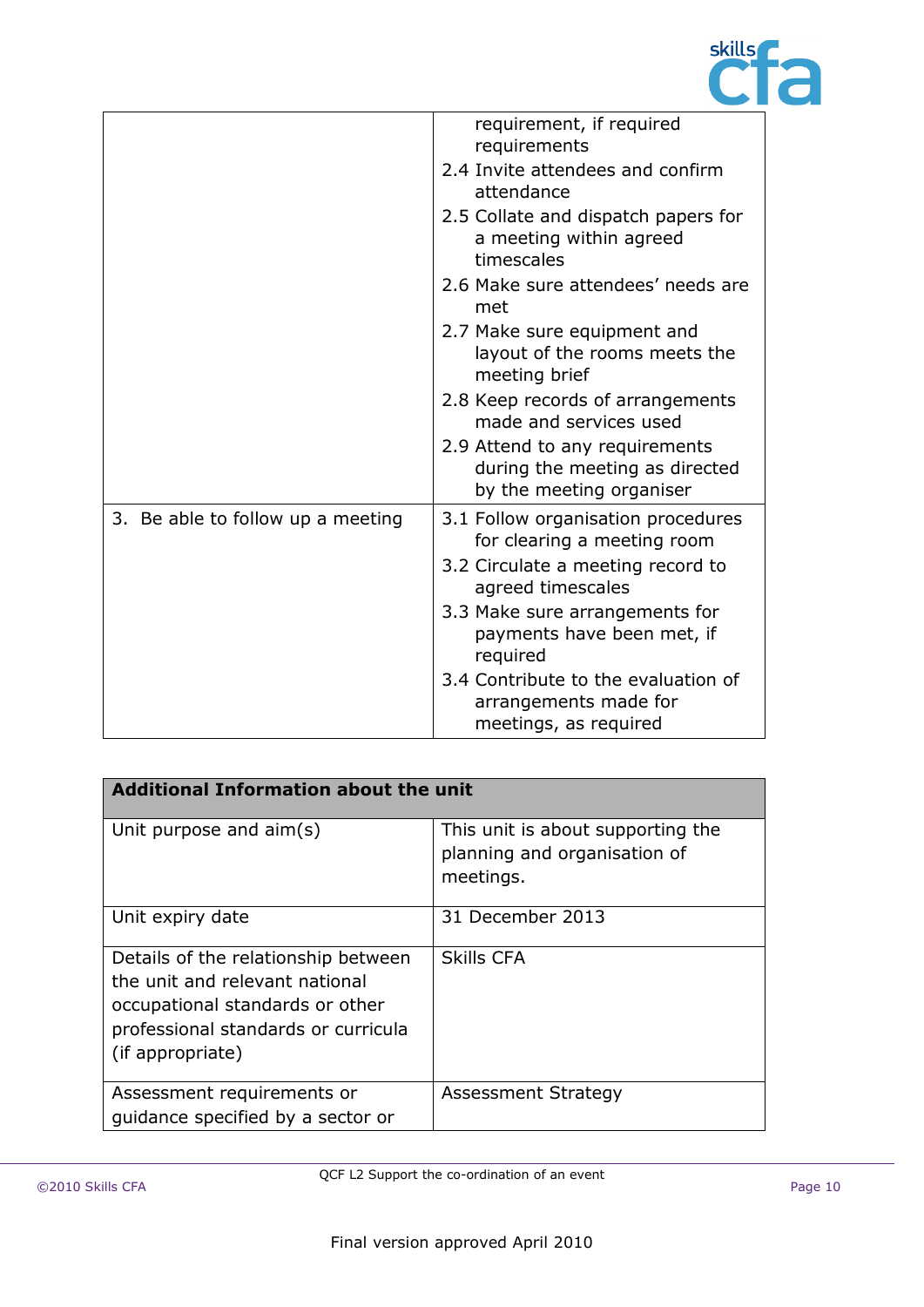| | |
|---|---|
| | requirement, if required requirements<br>2.4 Invite attendees and confirm attendance<br>2.5 Collate and dispatch papers for a meeting within agreed timescales<br>2.6 Make sure attendees' needs are met<br>2.7 Make sure equipment and layout of the rooms meets the meeting brief<br>2.8 Keep records of arrangements made and services used<br>2.9 Attend to any requirements during the meeting as directed by the meeting organiser |
| 3. Be able to follow up a meeting | 3.1 Follow organisation procedures for clearing a meeting room<br>3.2 Circulate a meeting record to agreed timescales<br>3.3 Make sure arrangements for payments have been met, if required<br>3.4 Contribute to the evaluation of arrangements made for meetings, as required |

| **Additional Information about the unit** | |
|---|---|
| Unit purpose and aim(s) | This unit is about supporting the planning and organisation of meetings. |
| Unit expiry date | 31 December 2013 |
| Details of the relationship between the unit and relevant national occupational standards or other professional standards or curricula (if appropriate) | Skills CFA |
| Assessment requirements or guidance specified by a sector or | Assessment Strategy |

Final version approved April 2010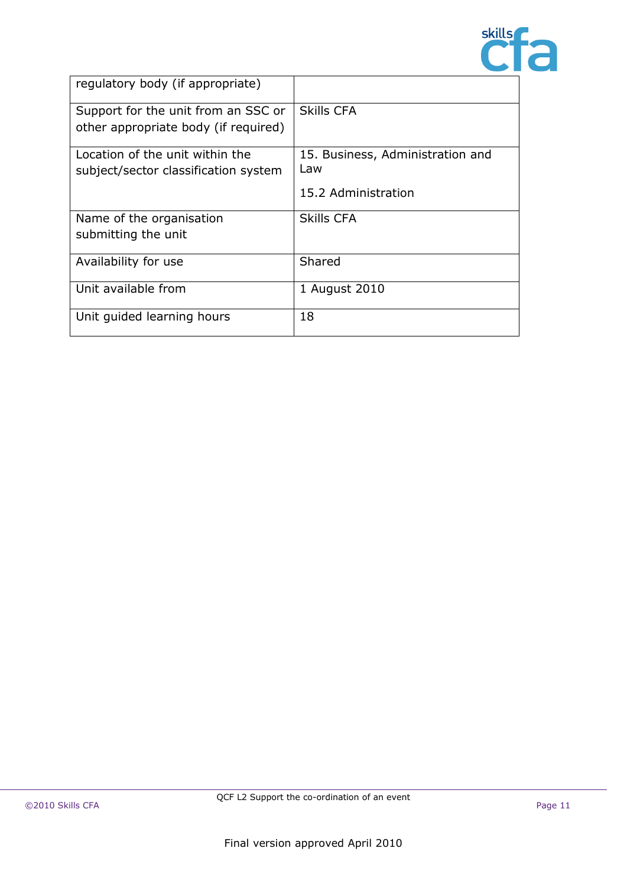| regulatory body (if appropriate) | |
|---|---|
| Support for the unit from an SSC or other appropriate body (if required) | Skills CFA |
| Location of the unit within the subject/sector classification system | 15. Business, Administration and Law<br><br>15.2 Administration |
| Name of the organisation submitting the unit | Skills CFA |
| Availability for use | Shared |
| Unit available from | 1 August 2010 |
| Unit guided learning hours | 18 |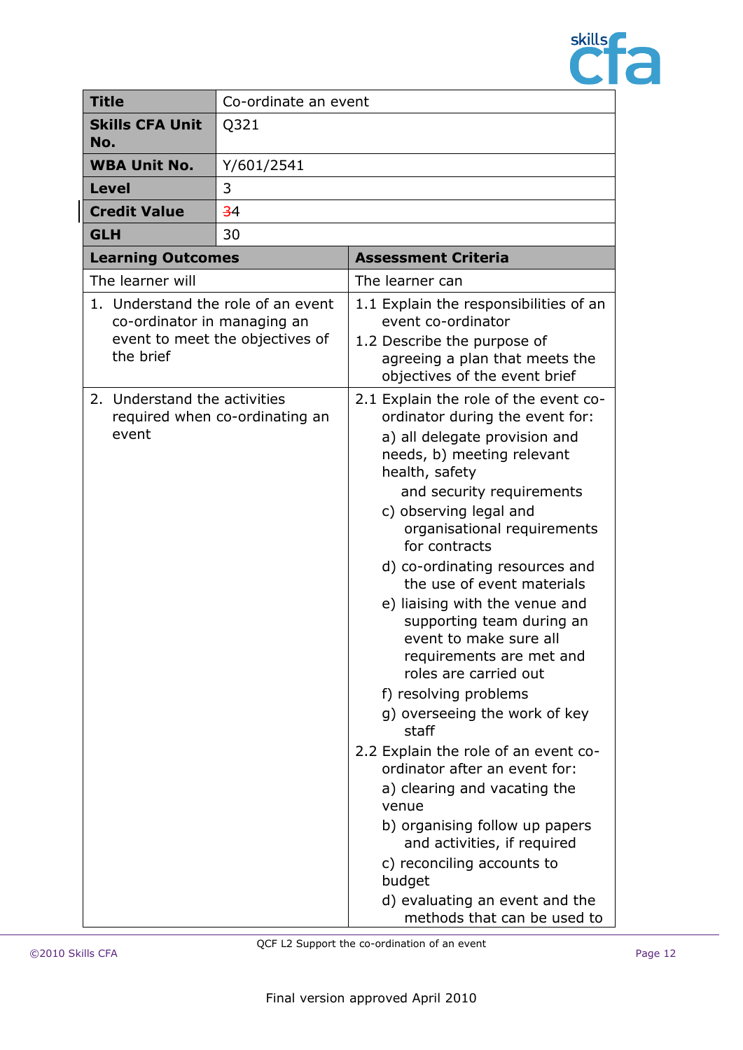| **Title** | Co-ordinate an event |
|---|---|
| **Skills CFA Unit No.** | Q321 |
| **WBA Unit No.** | Y/601/2541 |
| **Level** | 3 |
| **Credit Value** | 34 |
| **GLH** | 30 |

| **Learning Outcomes** | **Assessment Criteria** |
|---|---|
| The learner will | The learner can |
| 1. Understand the role of an event co-ordinator in managing an event to meet the objectives of the brief | 1.1 Explain the responsibilities of an event co-ordinator<br>1.2 Describe the purpose of agreeing a plan that meets the objectives of the event brief |
| 2. Understand the activities required when co-ordinating an event | 2.1 Explain the role of the event co-ordinator during the event for:<br>a) all delegate provision and needs, b) meeting relevant health, safety and security requirements<br>c) observing legal and organisational requirements for contracts<br>d) co-ordinating resources and the use of event materials<br>e) liaising with the venue and supporting team during an event to make sure all requirements are met and roles are carried out<br>f) resolving problems<br>g) overseeing the work of key staff<br>2.2 Explain the role of an event co-ordinator after an event for:<br>a) clearing and vacating the venue<br>b) organising follow up papers and activities, if required<br>c) reconciling accounts to budget<br>d) evaluating an event and the methods that can be used to |

QCF L2 Support the co-ordination of an event

Final version approved April 2010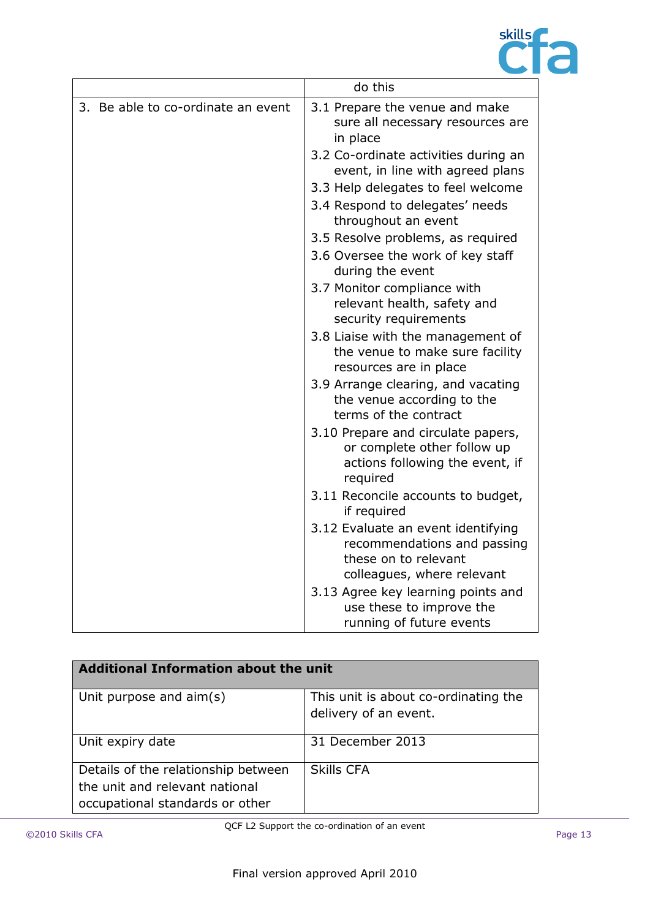| | do this |
|---|---|
| 3. Be able to co-ordinate an event | 3.1 Prepare the venue and make sure all necessary resources are in place<br>3.2 Co-ordinate activities during an event, in line with agreed plans<br>3.3 Help delegates to feel welcome<br>3.4 Respond to delegates' needs throughout an event<br>3.5 Resolve problems, as required<br>3.6 Oversee the work of key staff during the event<br>3.7 Monitor compliance with relevant health, safety and security requirements<br>3.8 Liaise with the management of the venue to make sure facility resources are in place<br>3.9 Arrange clearing, and vacating the venue according to the terms of the contract<br>3.10 Prepare and circulate papers, or complete other follow up actions following the event, if required<br>3.11 Reconcile accounts to budget, if required<br>3.12 Evaluate an event identifying recommendations and passing these on to relevant colleagues, where relevant<br>3.13 Agree key learning points and use these to improve the running of future events |

| **Additional Information about the unit** | |
|---|---|
| Unit purpose and aim(s) | This unit is about co-ordinating the delivery of an event. |
| Unit expiry date | 31 December 2013 |
| Details of the relationship between the unit and relevant national occupational standards or other | Skills CFA |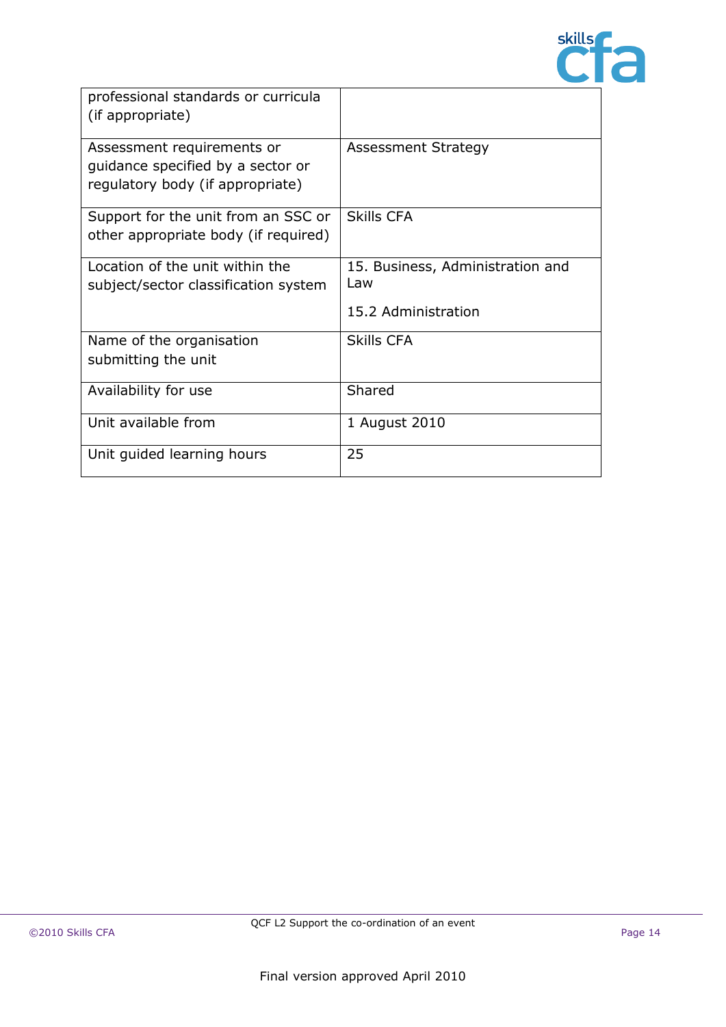| | |
|---|---|
| professional standards or curricula (if appropriate) | |
| Assessment requirements or guidance specified by a sector or regulatory body (if appropriate) | Assessment Strategy |
| Support for the unit from an SSC or other appropriate body (if required) | Skills CFA |
| Location of the unit within the subject/sector classification system | 15. Business, Administration and Law<br><br>15.2 Administration |
| Name of the organisation submitting the unit | Skills CFA |
| Availability for use | Shared |
| Unit available from | 1 August 2010 |
| Unit guided learning hours | 25 |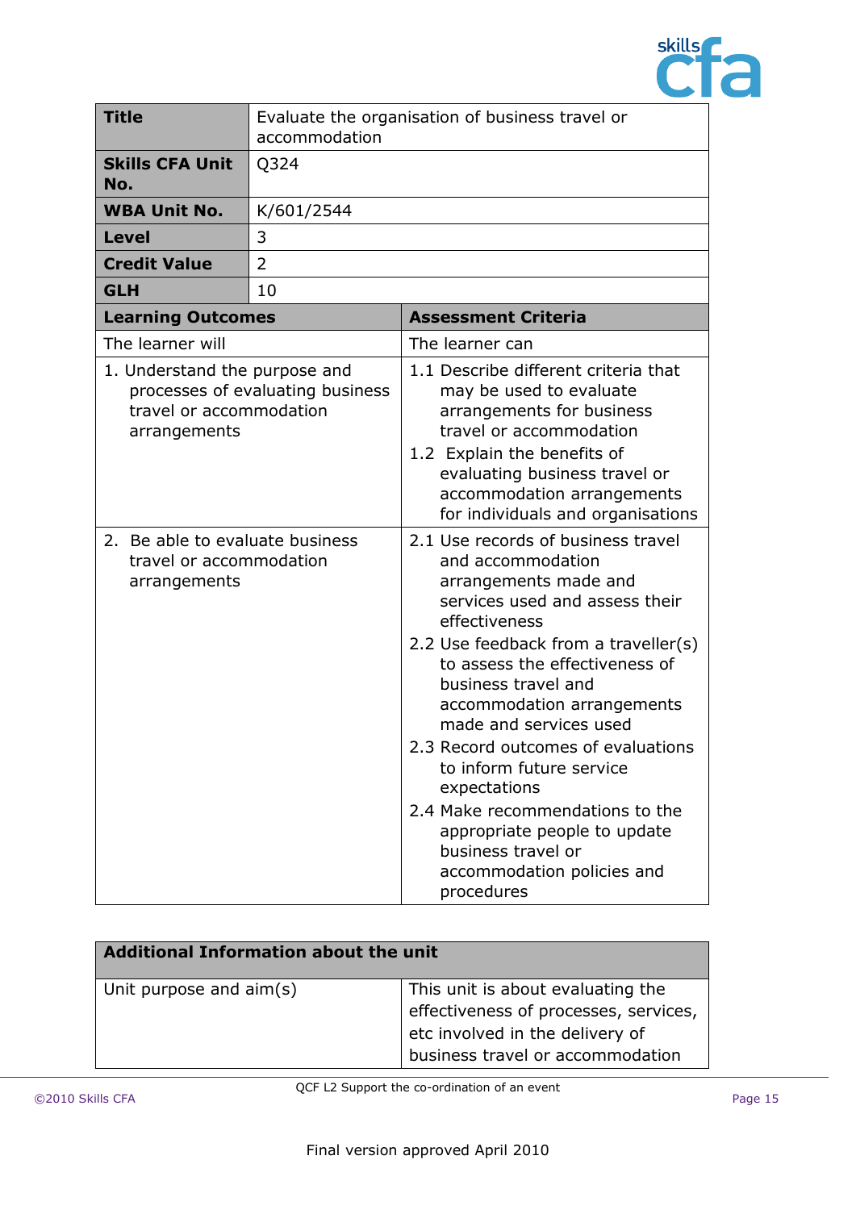| **Title** | Evaluate the organisation of business travel or accommodation |
|---|---|
| **Skills CFA Unit No.** | Q324 |
| **WBA Unit No.** | K/601/2544 |
| **Level** | 3 |
| **Credit Value** | 2 |
| **GLH** | 10 |

| **Learning Outcomes** | **Assessment Criteria** |
|---|---|
| The learner will | The learner can |
| 1. Understand the purpose and processes of evaluating business travel or accommodation arrangements | 1.1 Describe different criteria that may be used to evaluate arrangements for business travel or accommodation<br>1.2 Explain the benefits of evaluating business travel or accommodation arrangements for individuals and organisations |
| 2. Be able to evaluate business travel or accommodation arrangements | 2.1 Use records of business travel and accommodation arrangements made and services used and assess their effectiveness<br>2.2 Use feedback from a traveller(s) to assess the effectiveness of business travel and accommodation arrangements made and services used<br>2.3 Record outcomes of evaluations to inform future service expectations<br>2.4 Make recommendations to the appropriate people to update business travel or accommodation policies and procedures |

| **Additional Information about the unit** | |
|---|---|
| Unit purpose and aim(s) | This unit is about evaluating the effectiveness of processes, services, etc involved in the delivery of business travel or accommodation |

Final version approved April 2010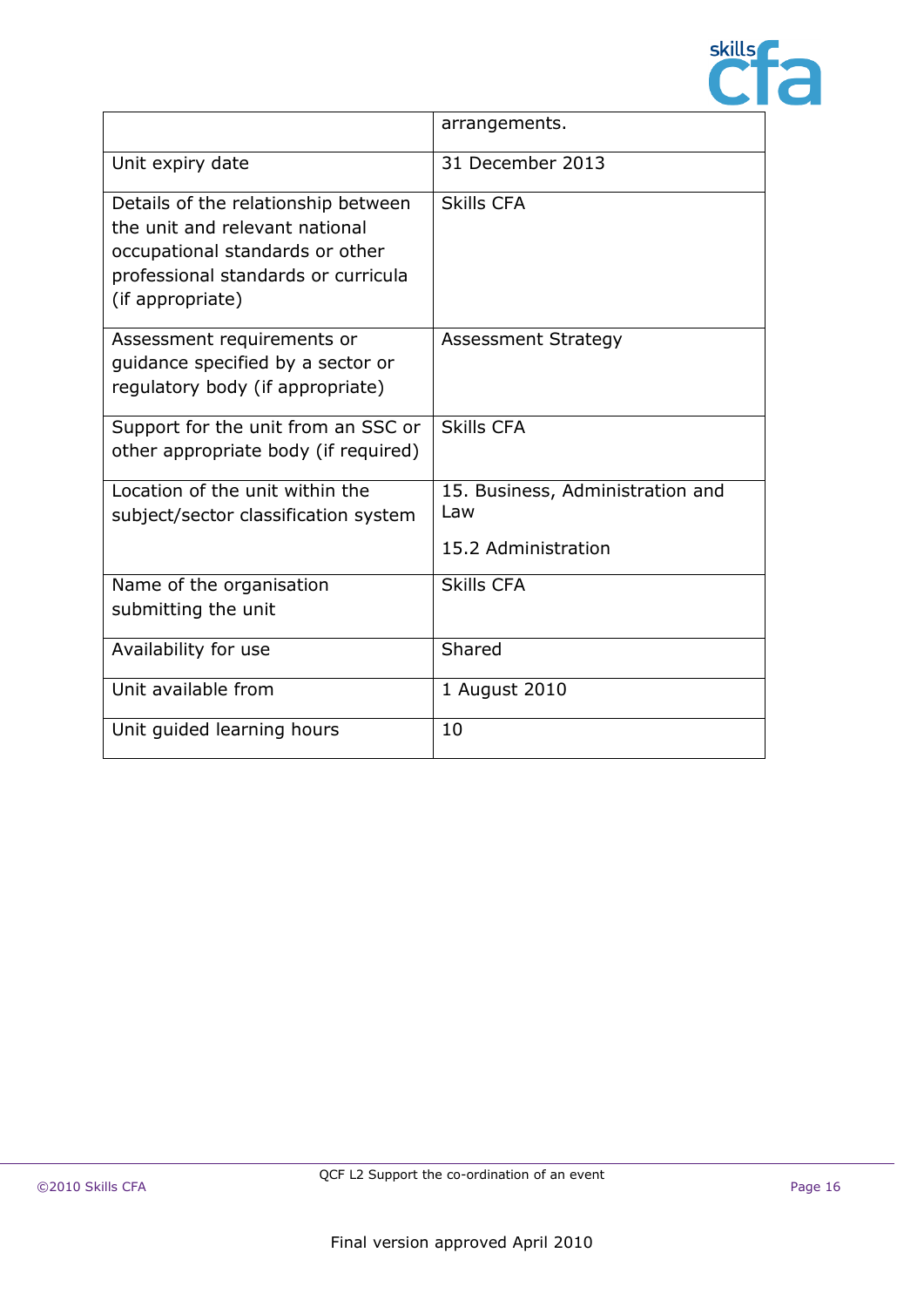| | |
|---|---|
| | arrangements. |
| Unit expiry date | 31 December 2013 |
| Details of the relationship between the unit and relevant national occupational standards or other professional standards or curricula (if appropriate) | Skills CFA |
| Assessment requirements or guidance specified by a sector or regulatory body (if appropriate) | Assessment Strategy |
| Support for the unit from an SSC or other appropriate body (if required) | Skills CFA |
| Location of the unit within the subject/sector classification system | 15. Business, Administration and Law<br><br>15.2 Administration |
| Name of the organisation submitting the unit | Skills CFA |
| Availability for use | Shared |
| Unit available from | 1 August 2010 |
| Unit guided learning hours | 10 |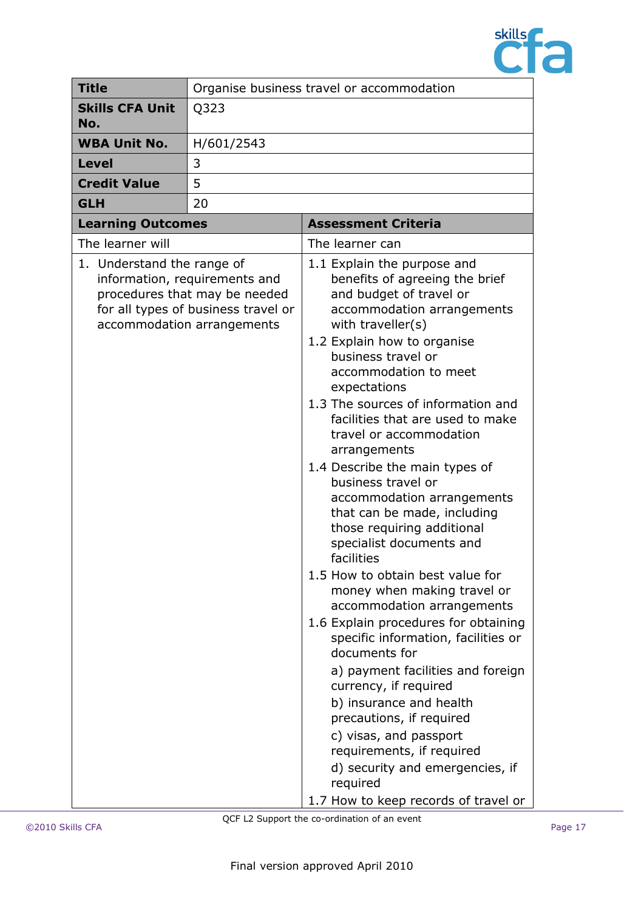| Title | Organise business travel or accommodation |
|---|---|
| **Skills CFA Unit No.** | Q323 |
| **WBA Unit No.** | H/601/2543 |
| **Level** | 3 |
| **Credit Value** | 5 |
| **GLH** | 20 |

| Learning Outcomes | Assessment Criteria |
|---|---|
| The learner will | The learner can |
| 1. Understand the range of information, requirements and procedures that may be needed for all types of business travel or accommodation arrangements | 1.1 Explain the purpose and benefits of agreeing the brief and budget of travel or accommodation arrangements with traveller(s)<br>1.2 Explain how to organise business travel or accommodation to meet expectations<br>1.3 The sources of information and facilities that are used to make travel or accommodation arrangements<br>1.4 Describe the main types of business travel or accommodation arrangements that can be made, including those requiring additional specialist documents and facilities<br>1.5 How to obtain best value for money when making travel or accommodation arrangements<br>1.6 Explain procedures for obtaining specific information, facilities or documents for<br>a) payment facilities and foreign currency, if required<br>b) insurance and health precautions, if required<br>c) visas, and passport requirements, if required<br>d) security and emergencies, if required<br>1.7 How to keep records of travel or |

QCF L2 Support the co-ordination of an event

Final version approved April 2010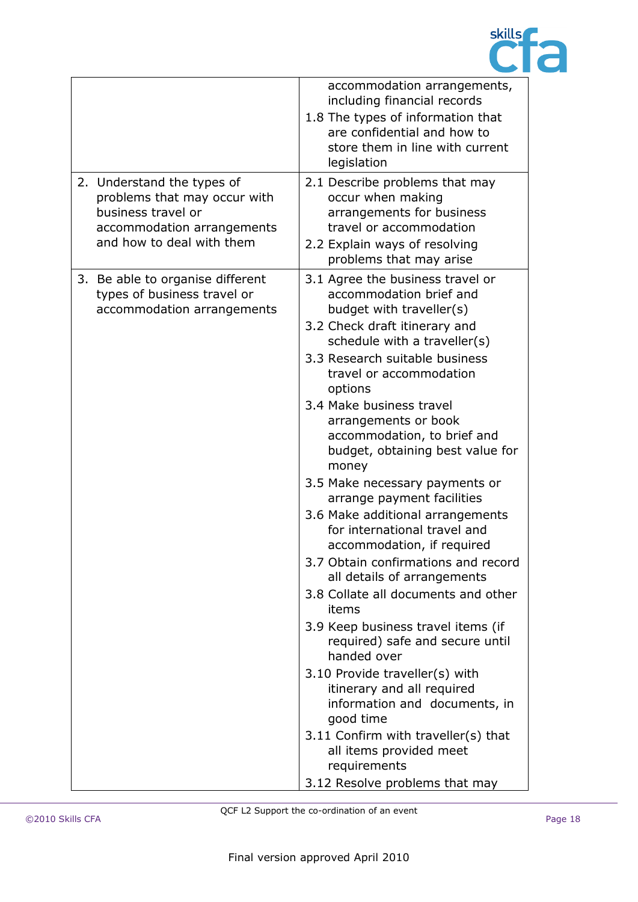|  |  |
|---|---|
|  | accommodation arrangements, including financial records<br>1.8 The types of information that are confidential and how to store them in line with current legislation |
| 2. Understand the types of problems that may occur with business travel or accommodation arrangements and how to deal with them | 2.1 Describe problems that may occur when making arrangements for business travel or accommodation<br>2.2 Explain ways of resolving problems that may arise |
| 3. Be able to organise different types of business travel or accommodation arrangements | 3.1 Agree the business travel or accommodation brief and budget with traveller(s)<br>3.2 Check draft itinerary and schedule with a traveller(s)<br>3.3 Research suitable business travel or accommodation options<br>3.4 Make business travel arrangements or book accommodation, to brief and budget, obtaining best value for money<br>3.5 Make necessary payments or arrange payment facilities<br>3.6 Make additional arrangements for international travel and accommodation, if required<br>3.7 Obtain confirmations and record all details of arrangements<br>3.8 Collate all documents and other items<br>3.9 Keep business travel items (if required) safe and secure until handed over<br>3.10 Provide traveller(s) with itinerary and all required information and documents, in good time<br>3.11 Confirm with traveller(s) that all items provided meet requirements<br>3.12 Resolve problems that may |

Final version approved April 2010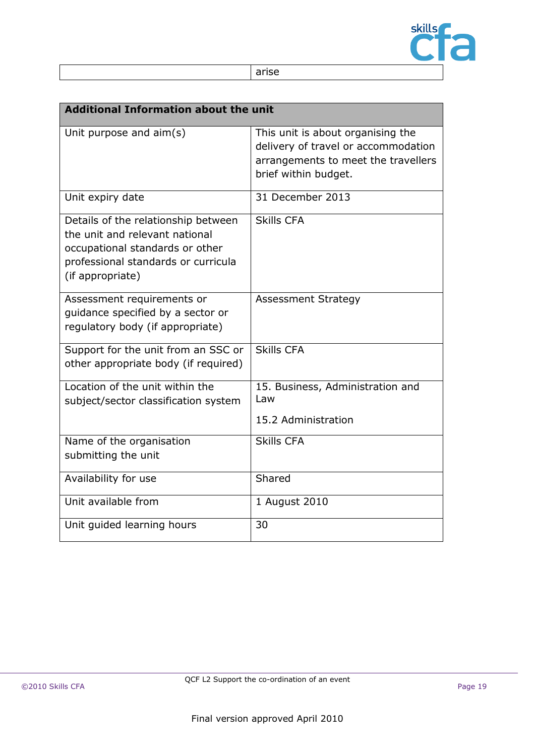| | arise |
|---|---|

| Additional Information about the unit | |
|---|---|
| Unit purpose and aim(s) | This unit is about organising the delivery of travel or accommodation arrangements to meet the travellers brief within budget. |
| Unit expiry date | 31 December 2013 |
| Details of the relationship between the unit and relevant national occupational standards or other professional standards or curricula (if appropriate) | Skills CFA |
| Assessment requirements or guidance specified by a sector or regulatory body (if appropriate) | Assessment Strategy |
| Support for the unit from an SSC or other appropriate body (if required) | Skills CFA |
| Location of the unit within the subject/sector classification system | 15. Business, Administration and Law<br><br>15.2 Administration |
| Name of the organisation submitting the unit | Skills CFA |
| Availability for use | Shared |
| Unit available from | 1 August 2010 |
| Unit guided learning hours | 30 |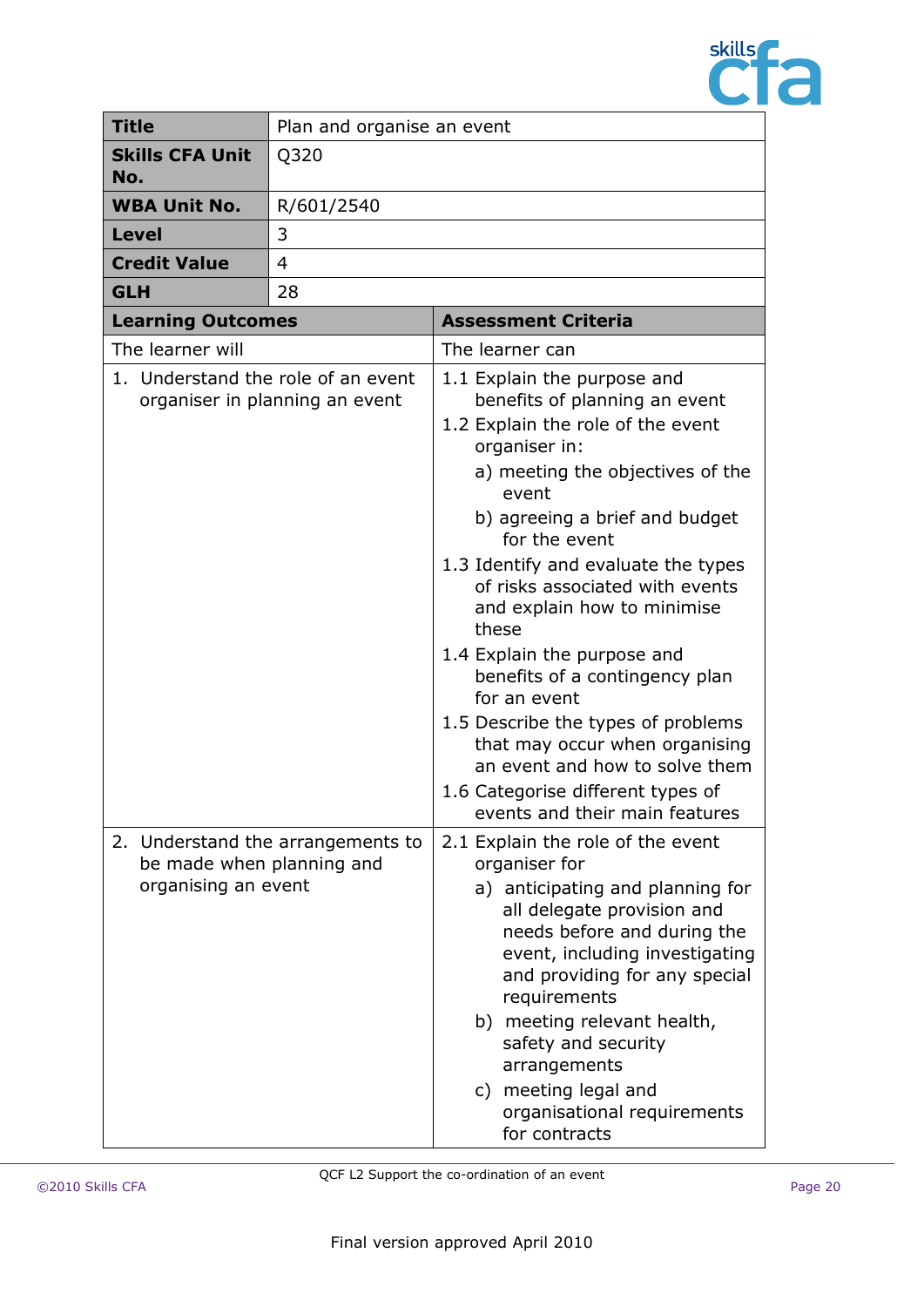| Title | Plan and organise an event |
|---|---|
| **Skills CFA Unit No.** | Q320 |
| **WBA Unit No.** | R/601/2540 |
| **Level** | 3 |
| **Credit Value** | 4 |
| **GLH** | 28 |

| Learning Outcomes | Assessment Criteria |
|---|---|
| The learner will | The learner can |
| 1. Understand the role of an event organiser in planning an event | 1.1 Explain the purpose and benefits of planning an event<br>1.2 Explain the role of the event organiser in:<br>a) meeting the objectives of the event<br>b) agreeing a brief and budget for the event<br>1.3 Identify and evaluate the types of risks associated with events and explain how to minimise these<br>1.4 Explain the purpose and benefits of a contingency plan for an event<br>1.5 Describe the types of problems that may occur when organising an event and how to solve them<br>1.6 Categorise different types of events and their main features |
| 2. Understand the arrangements to be made when planning and organising an event | 2.1 Explain the role of the event organiser for<br>a) anticipating and planning for all delegate provision and needs before and during the event, including investigating and providing for any special requirements<br>b) meeting relevant health, safety and security arrangements<br>c) meeting legal and organisational requirements for contracts |

QCF L2 Support the co-ordination of an event

Final version approved April 2010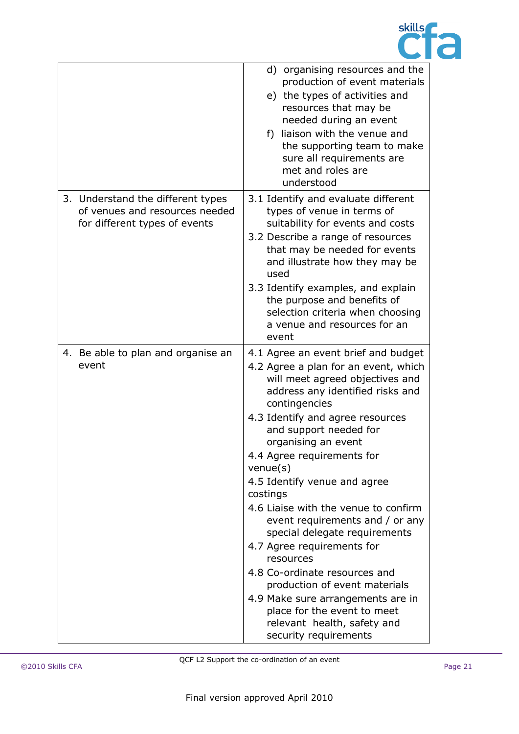| | |
|---|---|
| | d) organising resources and the production of event materials<br>e) the types of activities and resources that may be needed during an event<br>f) liaison with the venue and the supporting team to make sure all requirements are met and roles are understood |
| 3. Understand the different types of venues and resources needed for different types of events | 3.1 Identify and evaluate different types of venue in terms of suitability for events and costs<br>3.2 Describe a range of resources that may be needed for events and illustrate how they may be used<br>3.3 Identify examples, and explain the purpose and benefits of selection criteria when choosing a venue and resources for an event |
| 4. Be able to plan and organise an event | 4.1 Agree an event brief and budget<br>4.2 Agree a plan for an event, which will meet agreed objectives and address any identified risks and contingencies<br>4.3 Identify and agree resources and support needed for organising an event<br>4.4 Agree requirements for venue(s)<br>4.5 Identify venue and agree costings<br>4.6 Liaise with the venue to confirm event requirements and / or any special delegate requirements<br>4.7 Agree requirements for resources<br>4.8 Co-ordinate resources and production of event materials<br>4.9 Make sure arrangements are in place for the event to meet relevant health, safety and security requirements |

Final version approved April 2010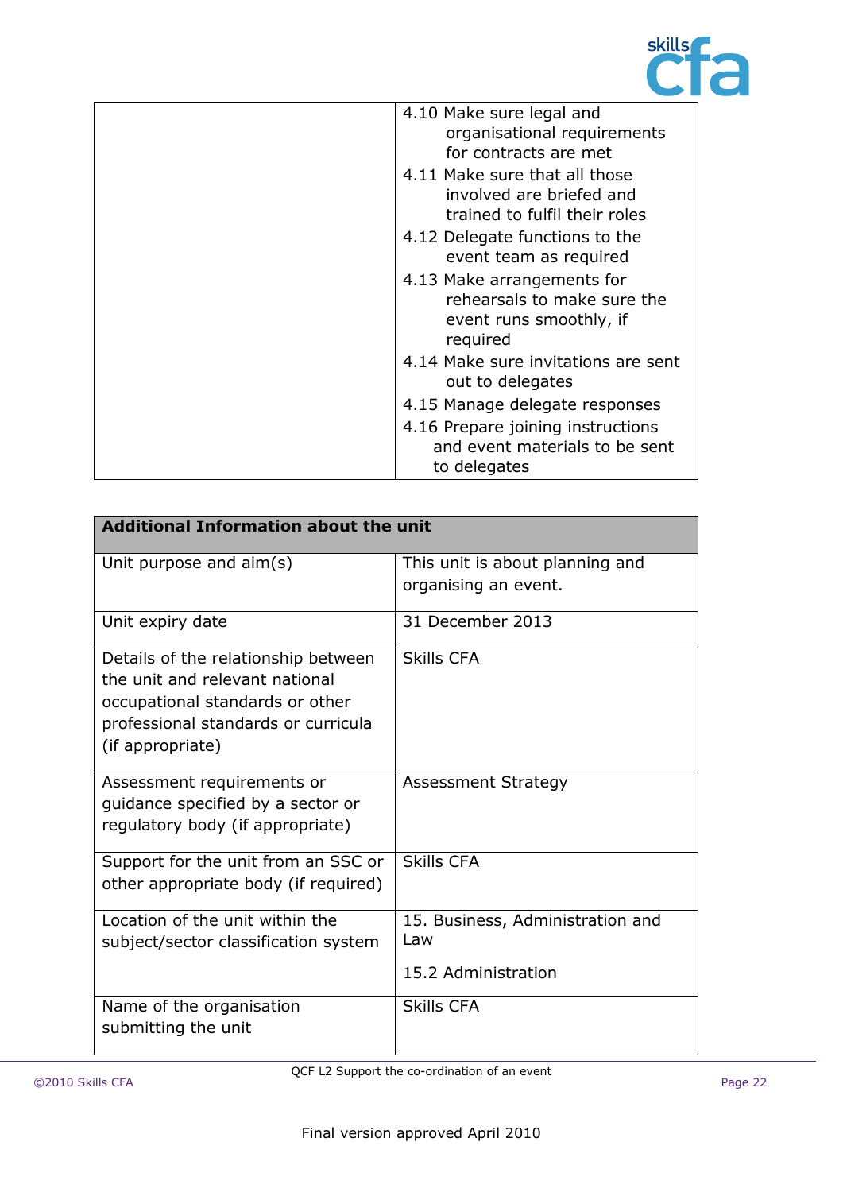| | |
|---|---|
| | 4.10 Make sure legal and organisational requirements for contracts are met<br>4.11 Make sure that all those involved are briefed and trained to fulfil their roles<br>4.12 Delegate functions to the event team as required<br>4.13 Make arrangements for rehearsals to make sure the event runs smoothly, if required<br>4.14 Make sure invitations are sent out to delegates<br>4.15 Manage delegate responses<br>4.16 Prepare joining instructions and event materials to be sent to delegates |

| **Additional Information about the unit** | |
|---|---|
| Unit purpose and aim(s) | This unit is about planning and organising an event. |
| Unit expiry date | 31 December 2013 |
| Details of the relationship between the unit and relevant national occupational standards or other professional standards or curricula (if appropriate) | Skills CFA |
| Assessment requirements or guidance specified by a sector or regulatory body (if appropriate) | Assessment Strategy |
| Support for the unit from an SSC or other appropriate body (if required) | Skills CFA |
| Location of the unit within the subject/sector classification system | 15. Business, Administration and Law<br><br>15.2 Administration |
| Name of the organisation submitting the unit | Skills CFA |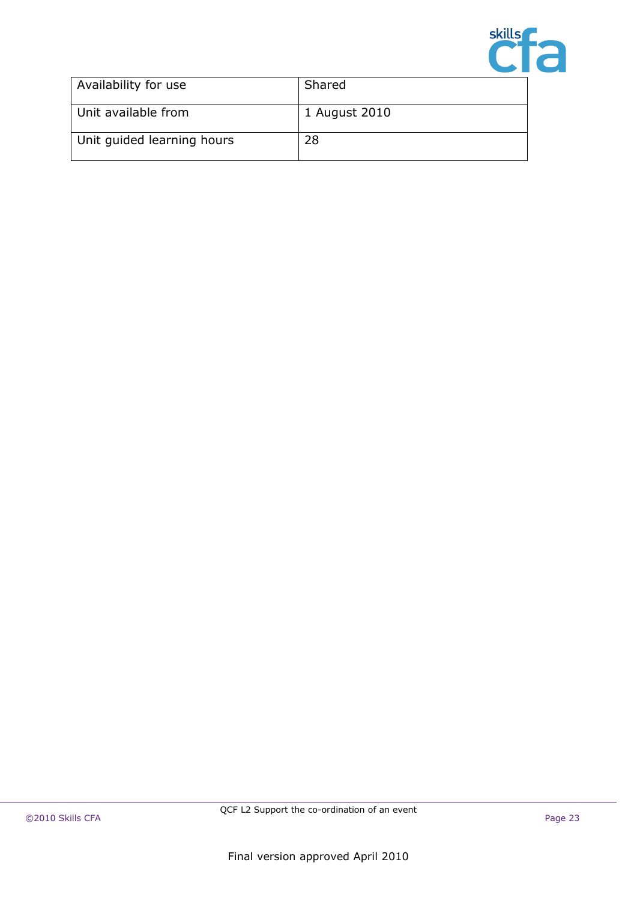| Availability for use | Shared |
|---|---|
| Unit available from | 1 August 2010 |
| Unit guided learning hours | 28 |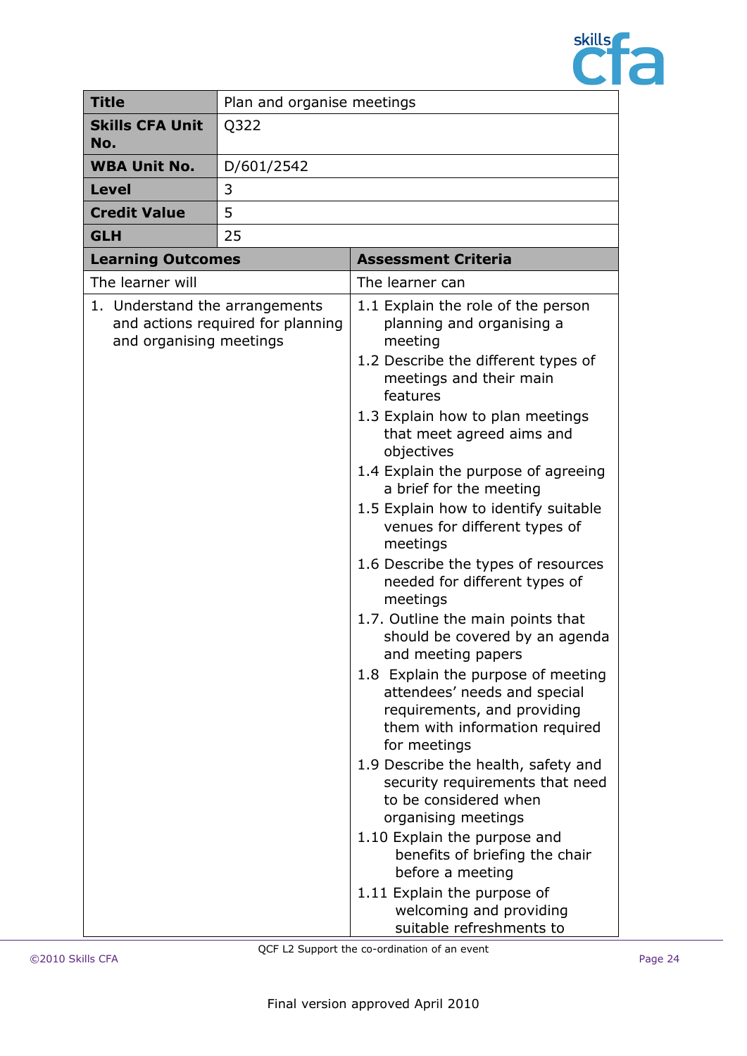| Title | Plan and organise meetings |
|---|---|
| Skills CFA Unit No. | Q322 |
| WBA Unit No. | D/601/2542 |
| Level | 3 |
| Credit Value | 5 |
| GLH | 25 |

| Learning Outcomes | Assessment Criteria |
|---|---|
| The learner will | The learner can |
| 1. Understand the arrangements and actions required for planning and organising meetings | 1.1 Explain the role of the person planning and organising a meeting<br>1.2 Describe the different types of meetings and their main features<br>1.3 Explain how to plan meetings that meet agreed aims and objectives<br>1.4 Explain the purpose of agreeing a brief for the meeting<br>1.5 Explain how to identify suitable venues for different types of meetings<br>1.6 Describe the types of resources needed for different types of meetings<br>1.7. Outline the main points that should be covered by an agenda and meeting papers<br>1.8 Explain the purpose of meeting attendees' needs and special requirements, and providing them with information required for meetings<br>1.9 Describe the health, safety and security requirements that need to be considered when organising meetings<br>1.10 Explain the purpose and benefits of briefing the chair before a meeting<br>1.11 Explain the purpose of welcoming and providing suitable refreshments to |

QCF L2 Support the co-ordination of an event

Final version approved April 2010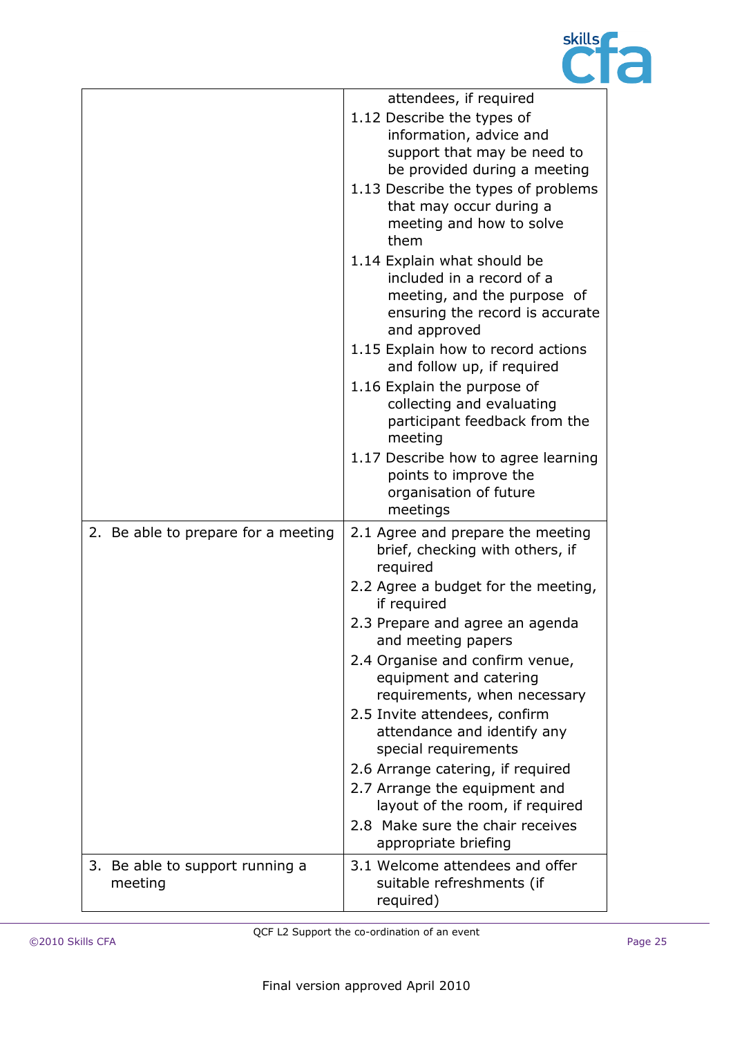| | |
|---|---|
| | attendees, if required<br>1.12 Describe the types of information, advice and support that may be need to be provided during a meeting<br>1.13 Describe the types of problems that may occur during a meeting and how to solve them<br>1.14 Explain what should be included in a record of a meeting, and the purpose of ensuring the record is accurate and approved<br>1.15 Explain how to record actions and follow up, if required<br>1.16 Explain the purpose of collecting and evaluating participant feedback from the meeting<br>1.17 Describe how to agree learning points to improve the organisation of future meetings |
| 2. Be able to prepare for a meeting | 2.1 Agree and prepare the meeting brief, checking with others, if required<br>2.2 Agree a budget for the meeting, if required<br>2.3 Prepare and agree an agenda and meeting papers<br>2.4 Organise and confirm venue, equipment and catering requirements, when necessary<br>2.5 Invite attendees, confirm attendance and identify any special requirements<br>2.6 Arrange catering, if required<br>2.7 Arrange the equipment and layout of the room, if required<br>2.8 Make sure the chair receives appropriate briefing |
| 3. Be able to support running a meeting | 3.1 Welcome attendees and offer suitable refreshments (if required) |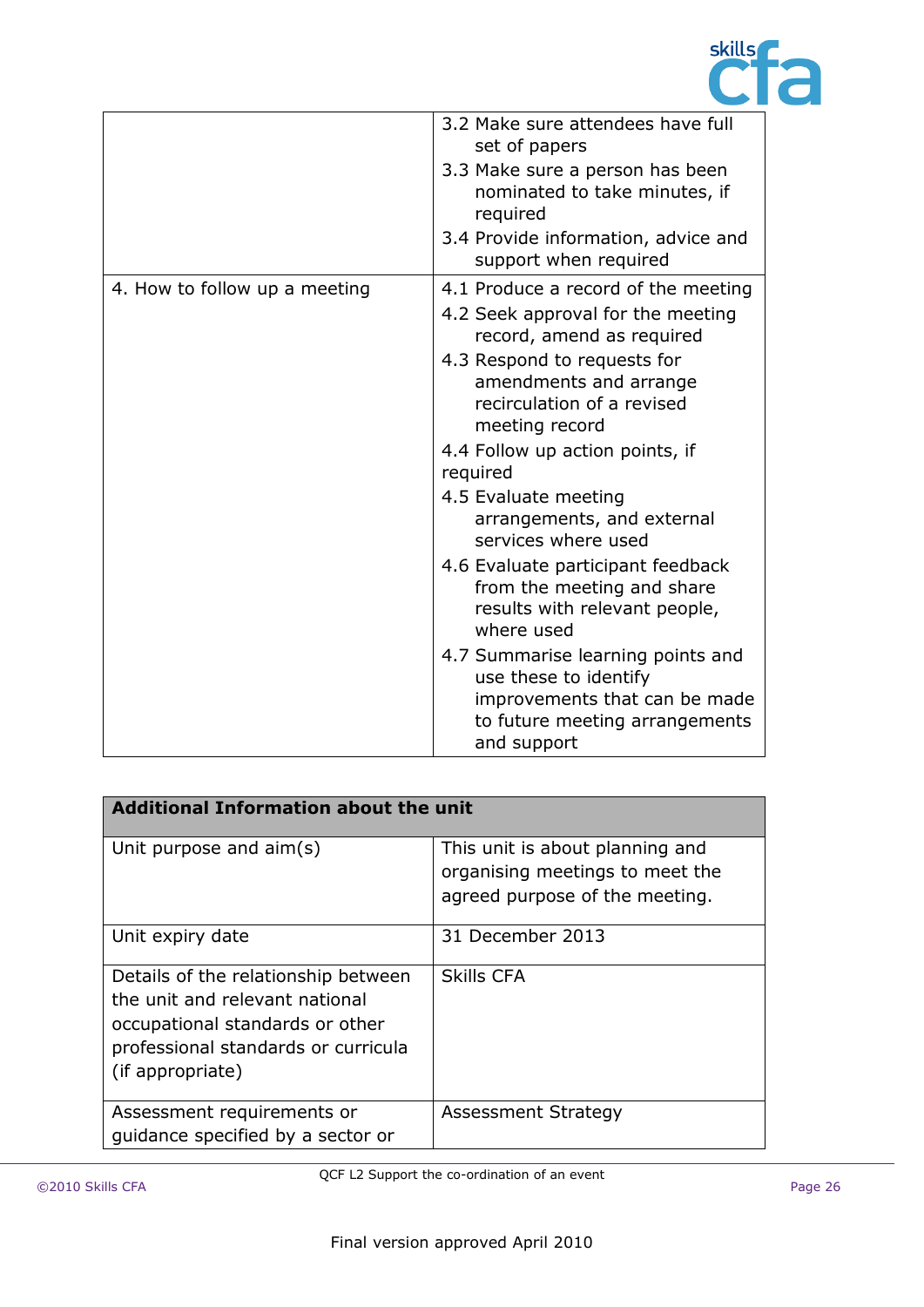| | |
|---|---|
| | 3.2 Make sure attendees have full set of papers<br>3.3 Make sure a person has been nominated to take minutes, if required<br>3.4 Provide information, advice and support when required |
| 4. How to follow up a meeting | 4.1 Produce a record of the meeting<br>4.2 Seek approval for the meeting record, amend as required<br>4.3 Respond to requests for amendments and arrange recirculation of a revised meeting record<br>4.4 Follow up action points, if required<br>4.5 Evaluate meeting arrangements, and external services where used<br>4.6 Evaluate participant feedback from the meeting and share results with relevant people, where used<br>4.7 Summarise learning points and use these to identify improvements that can be made to future meeting arrangements and support |

| **Additional Information about the unit** | |
|---|---|
| Unit purpose and aim(s) | This unit is about planning and organising meetings to meet the agreed purpose of the meeting. |
| Unit expiry date | 31 December 2013 |
| Details of the relationship between the unit and relevant national occupational standards or other professional standards or curricula (if appropriate) | Skills CFA |
| Assessment requirements or guidance specified by a sector or | Assessment Strategy |

Final version approved April 2010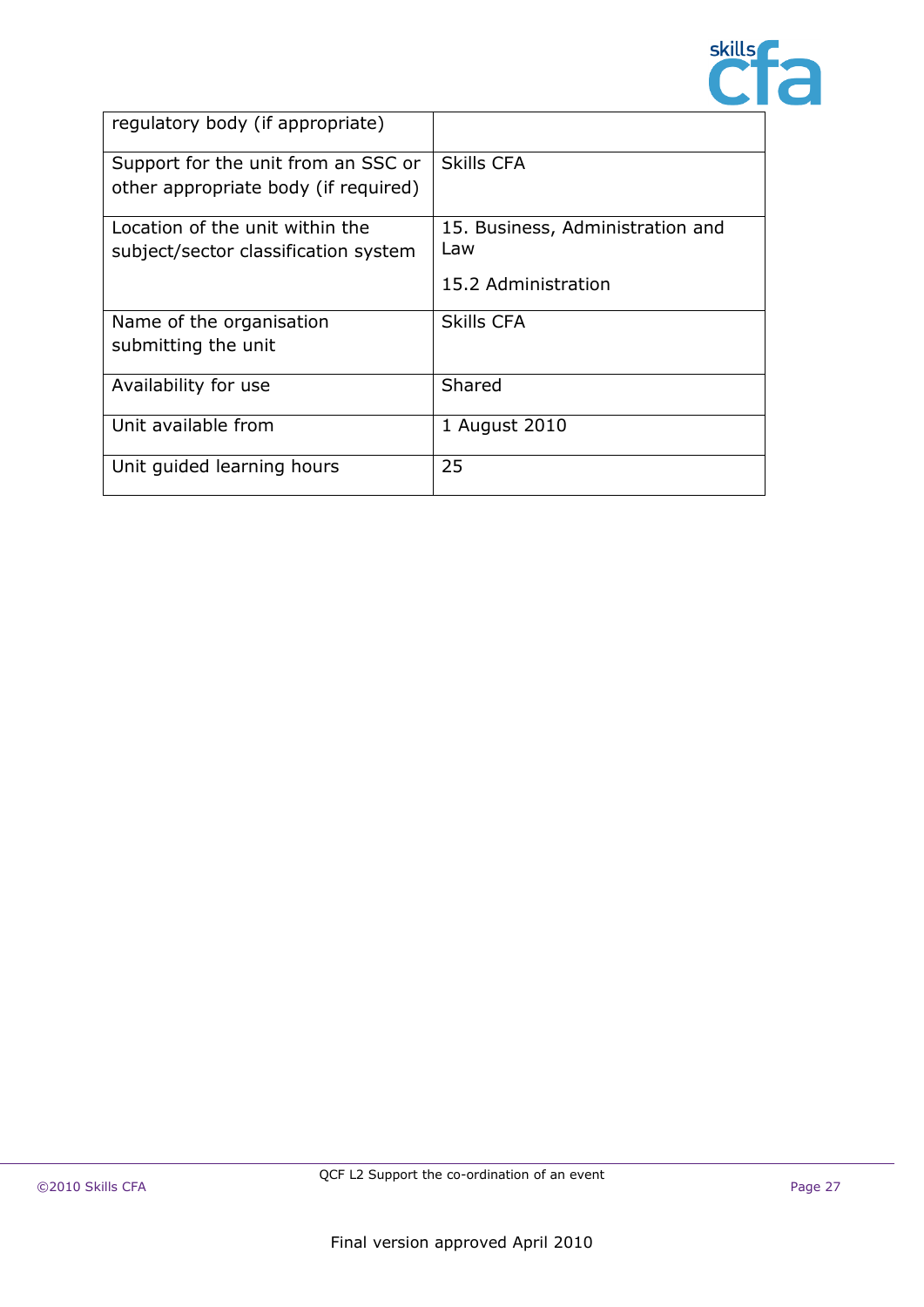| | |
|---|---|
| regulatory body (if appropriate) | |
| Support for the unit from an SSC or other appropriate body (if required) | Skills CFA |
| Location of the unit within the subject/sector classification system | 15. Business, Administration and Law<br><br>15.2 Administration |
| Name of the organisation submitting the unit | Skills CFA |
| Availability for use | Shared |
| Unit available from | 1 August 2010 |
| Unit guided learning hours | 25 |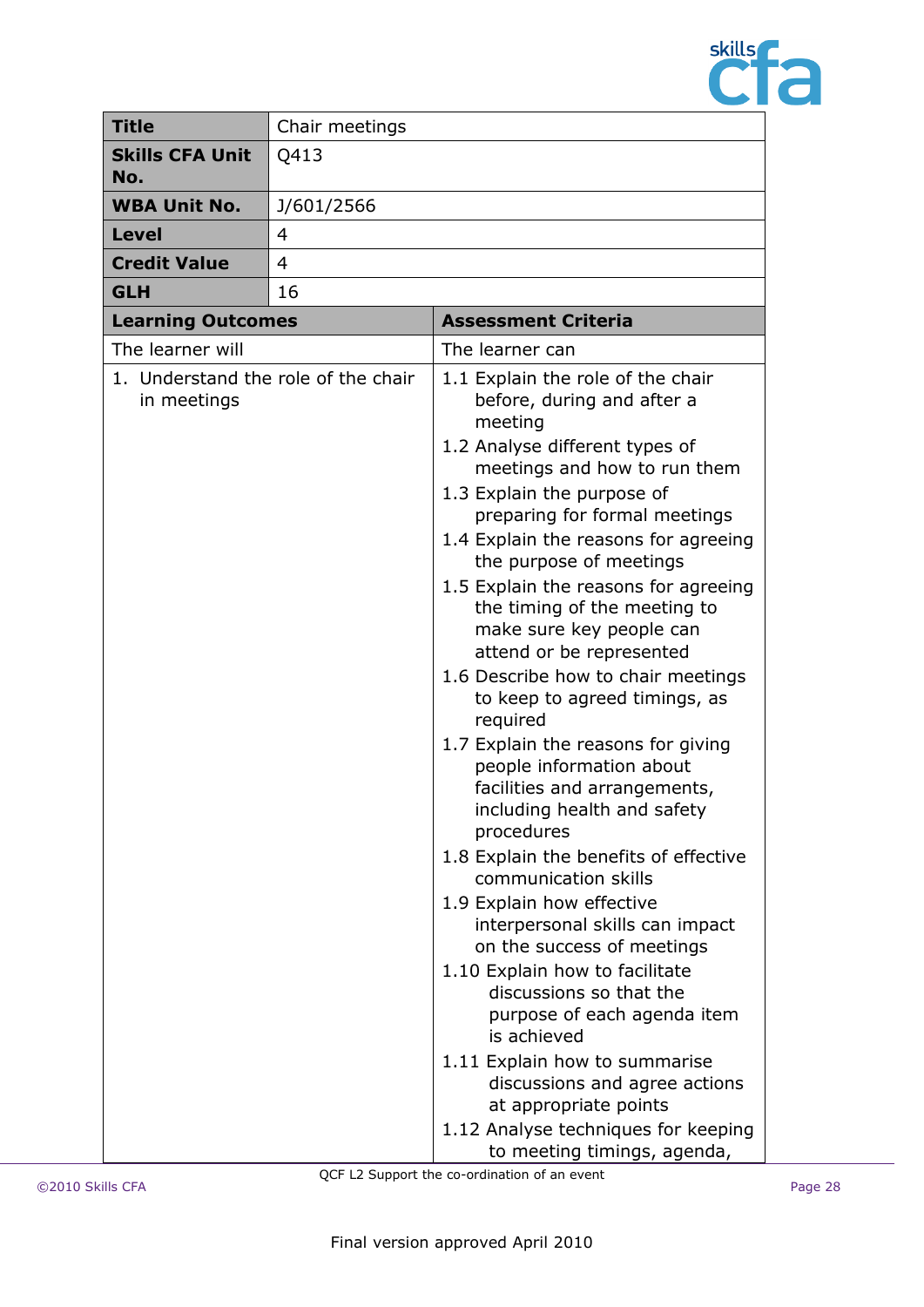| Title | Chair meetings | |
|---|---|---|
| **Skills CFA Unit No.** | Q413 | |
| **WBA Unit No.** | J/601/2566 | |
| **Level** | 4 | |
| **Credit Value** | 4 | |
| **GLH** | 16 | |
| **Learning Outcomes** | | **Assessment Criteria** |
| The learner will | | The learner can |
| 1. Understand the role of the chair in meetings | | 1.1 Explain the role of the chair before, during and after a meeting<br>1.2 Analyse different types of meetings and how to run them<br>1.3 Explain the purpose of preparing for formal meetings<br>1.4 Explain the reasons for agreeing the purpose of meetings<br>1.5 Explain the reasons for agreeing the timing of the meeting to make sure key people can attend or be represented<br>1.6 Describe how to chair meetings to keep to agreed timings, as required<br>1.7 Explain the reasons for giving people information about facilities and arrangements, including health and safety procedures<br>1.8 Explain the benefits of effective communication skills<br>1.9 Explain how effective interpersonal skills can impact on the success of meetings<br>1.10 Explain how to facilitate discussions so that the purpose of each agenda item is achieved<br>1.11 Explain how to summarise discussions and agree actions at appropriate points<br>1.12 Analyse techniques for keeping to meeting timings, agenda, |

QCF L2 Support the co-ordination of an event

Final version approved April 2010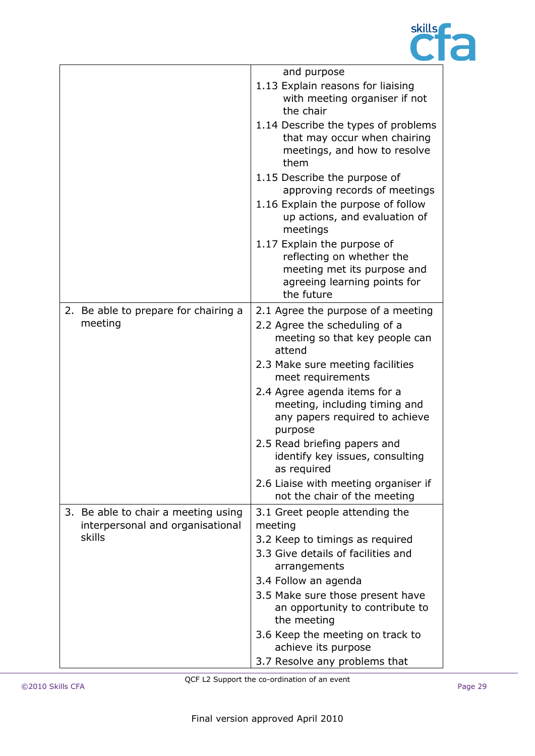| | |
|---|---|
| | and purpose<br>1.13 Explain reasons for liaising with meeting organiser if not the chair<br>1.14 Describe the types of problems that may occur when chairing meetings, and how to resolve them<br>1.15 Describe the purpose of approving records of meetings<br>1.16 Explain the purpose of follow up actions, and evaluation of meetings<br>1.17 Explain the purpose of reflecting on whether the meeting met its purpose and agreeing learning points for the future |
| 2. Be able to prepare for chairing a meeting | 2.1 Agree the purpose of a meeting<br>2.2 Agree the scheduling of a meeting so that key people can attend<br>2.3 Make sure meeting facilities meet requirements<br>2.4 Agree agenda items for a meeting, including timing and any papers required to achieve purpose<br>2.5 Read briefing papers and identify key issues, consulting as required<br>2.6 Liaise with meeting organiser if not the chair of the meeting |
| 3. Be able to chair a meeting using interpersonal and organisational skills | 3.1 Greet people attending the meeting<br>3.2 Keep to timings as required<br>3.3 Give details of facilities and arrangements<br>3.4 Follow an agenda<br>3.5 Make sure those present have an opportunity to contribute to the meeting<br>3.6 Keep the meeting on track to achieve its purpose<br>3.7 Resolve any problems that |

Final version approved April 2010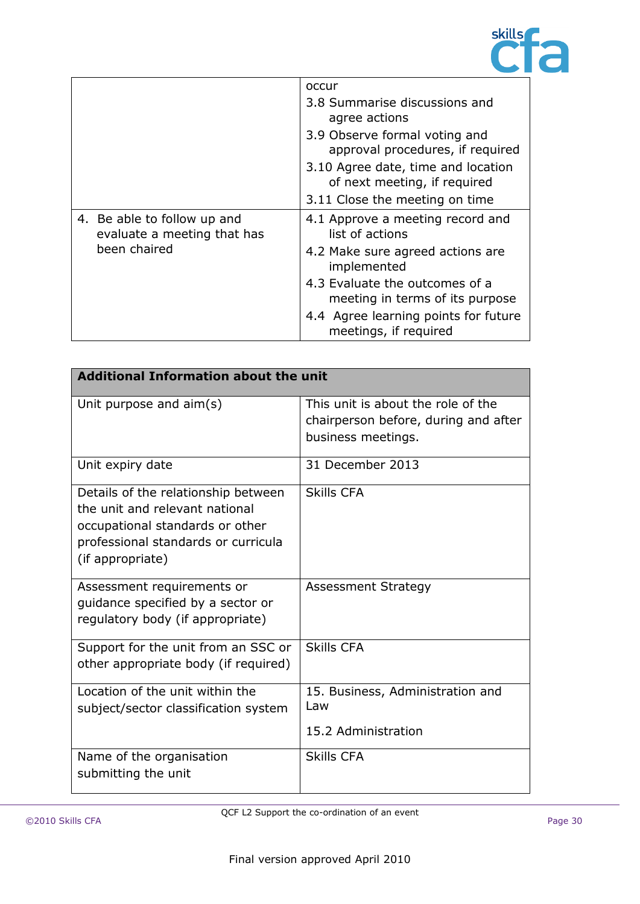|  |  |
|---|---|
|  | occur<br>3.8 Summarise discussions and agree actions<br>3.9 Observe formal voting and approval procedures, if required<br>3.10 Agree date, time and location of next meeting, if required<br>3.11 Close the meeting on time |
| 4. Be able to follow up and evaluate a meeting that has been chaired | 4.1 Approve a meeting record and list of actions<br>4.2 Make sure agreed actions are implemented<br>4.3 Evaluate the outcomes of a meeting in terms of its purpose<br>4.4 Agree learning points for future meetings, if required |

| **Additional Information about the unit** | |
|---|---|
| Unit purpose and aim(s) | This unit is about the role of the chairperson before, during and after business meetings. |
| Unit expiry date | 31 December 2013 |
| Details of the relationship between the unit and relevant national occupational standards or other professional standards or curricula (if appropriate) | Skills CFA |
| Assessment requirements or guidance specified by a sector or regulatory body (if appropriate) | Assessment Strategy |
| Support for the unit from an SSC or other appropriate body (if required) | Skills CFA |
| Location of the unit within the subject/sector classification system | 15. Business, Administration and Law<br><br>15.2 Administration |
| Name of the organisation submitting the unit | Skills CFA |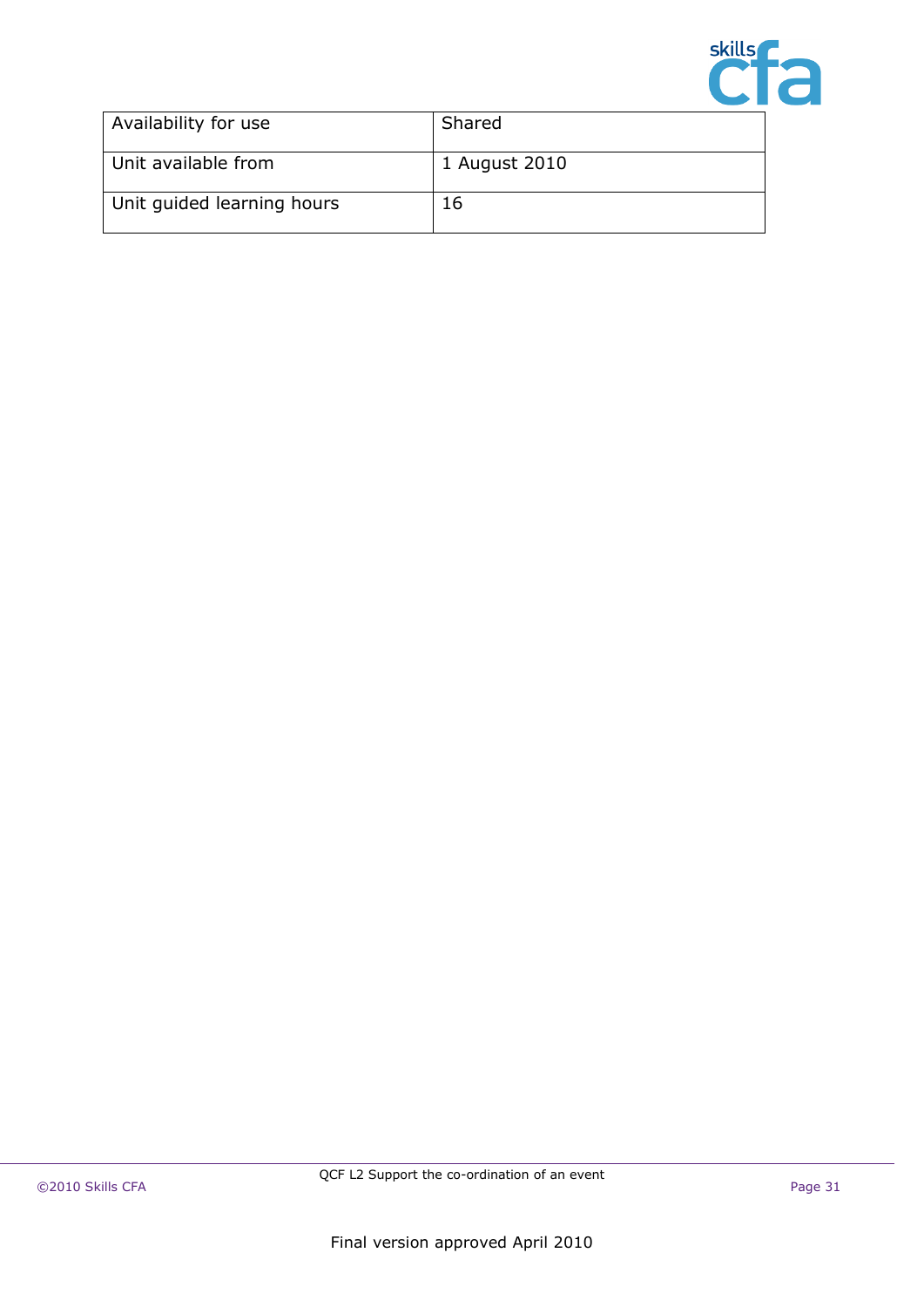| Availability for use | Shared |
| --- | --- |
| Unit available from | 1 August 2010 |
| Unit guided learning hours | 16 |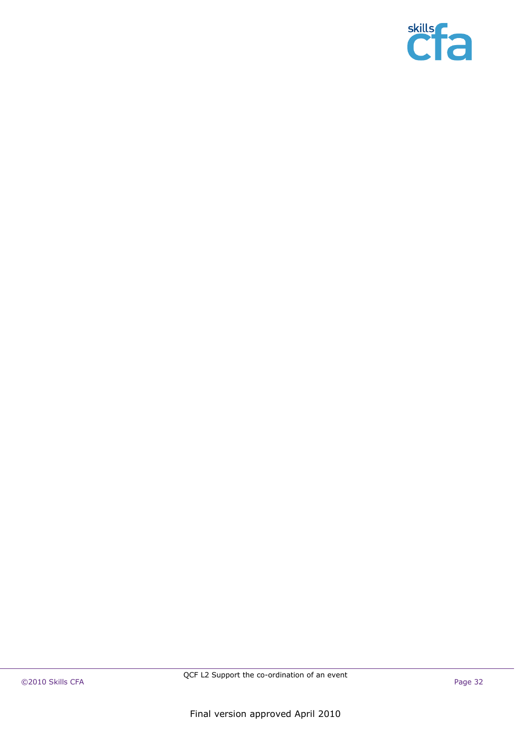Final version approved April 2010